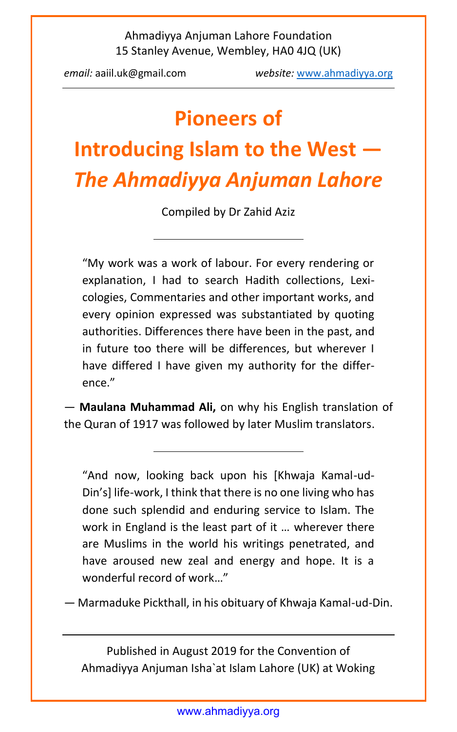Ahmadiyya Anjuman Lahore Foundation
15 Stanley Avenue, Wembley, HA0 4JQ (UK)

*email:* aaiil.uk@gmail.com *website:* www.ahmadiyya.org

---

# Pioneers of Introducing Islam to the West — *The Ahmadiyya Anjuman Lahore*

Compiled by Dr Zahid Aziz

---

> "My work was a work of labour. For every rendering or explanation, I had to search Hadith collections, Lexicologies, Commentaries and other important works, and every opinion expressed was substantiated by quoting authorities. Differences there have been in the past, and in future too there will be differences, but wherever I have differed I have given my authority for the difference."

— **Maulana Muhammad Ali,** on why his English translation of the Quran of 1917 was followed by later Muslim translators.

---

> "And now, looking back upon his [Khwaja Kamal-ud-Din's] life-work, I think that there is no one living who has done such splendid and enduring service to Islam. The work in England is the least part of it … wherever there are Muslims in the world his writings penetrated, and have aroused new zeal and energy and hope. It is a wonderful record of work…"

— Marmaduke Pickthall, in his obituary of Khwaja Kamal-ud-Din.

---

Published in August 2019 for the Convention of Ahmadiyya Anjuman Isha`at Islam Lahore (UK) at Woking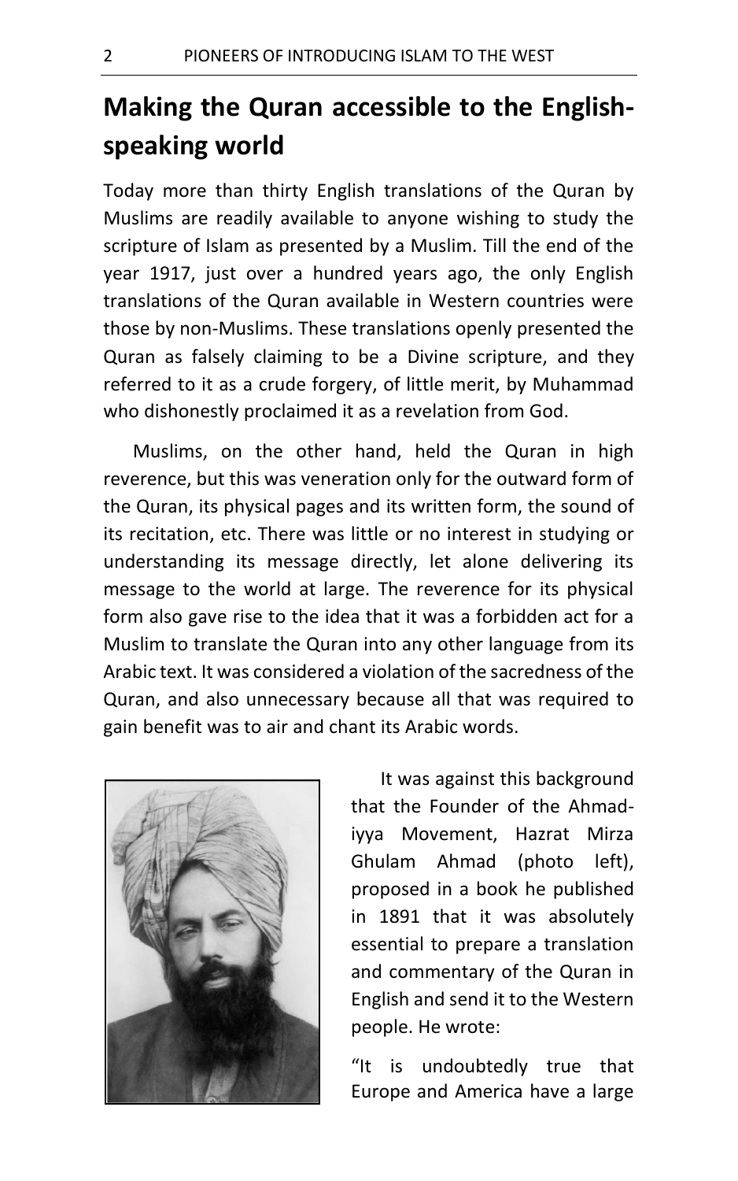## Making the Quran accessible to the English-speaking world

Today more than thirty English translations of the Quran by Muslims are readily available to anyone wishing to study the scripture of Islam as presented by a Muslim. Till the end of the year 1917, just over a hundred years ago, the only English translations of the Quran available in Western countries were those by non-Muslims. These translations openly presented the Quran as falsely claiming to be a Divine scripture, and they referred to it as a crude forgery, of little merit, by Muhammad who dishonestly proclaimed it as a revelation from God.

Muslims, on the other hand, held the Quran in high reverence, but this was veneration only for the outward form of the Quran, its physical pages and its written form, the sound of its recitation, etc. There was little or no interest in studying or understanding its message directly, let alone delivering its message to the world at large. The reverence for its physical form also gave rise to the idea that it was a forbidden act for a Muslim to translate the Quran into any other language from its Arabic text. It was considered a violation of the sacredness of the Quran, and also unnecessary because all that was required to gain benefit was to air and chant its Arabic words.

It was against this background that the Founder of the Ahmadiyya Movement, Hazrat Mirza Ghulam Ahmad (photo left), proposed in a book he published in 1891 that it was absolutely essential to prepare a translation and commentary of the Quran in English and send it to the Western people. He wrote:

"It is undoubtedly true that Europe and America have a large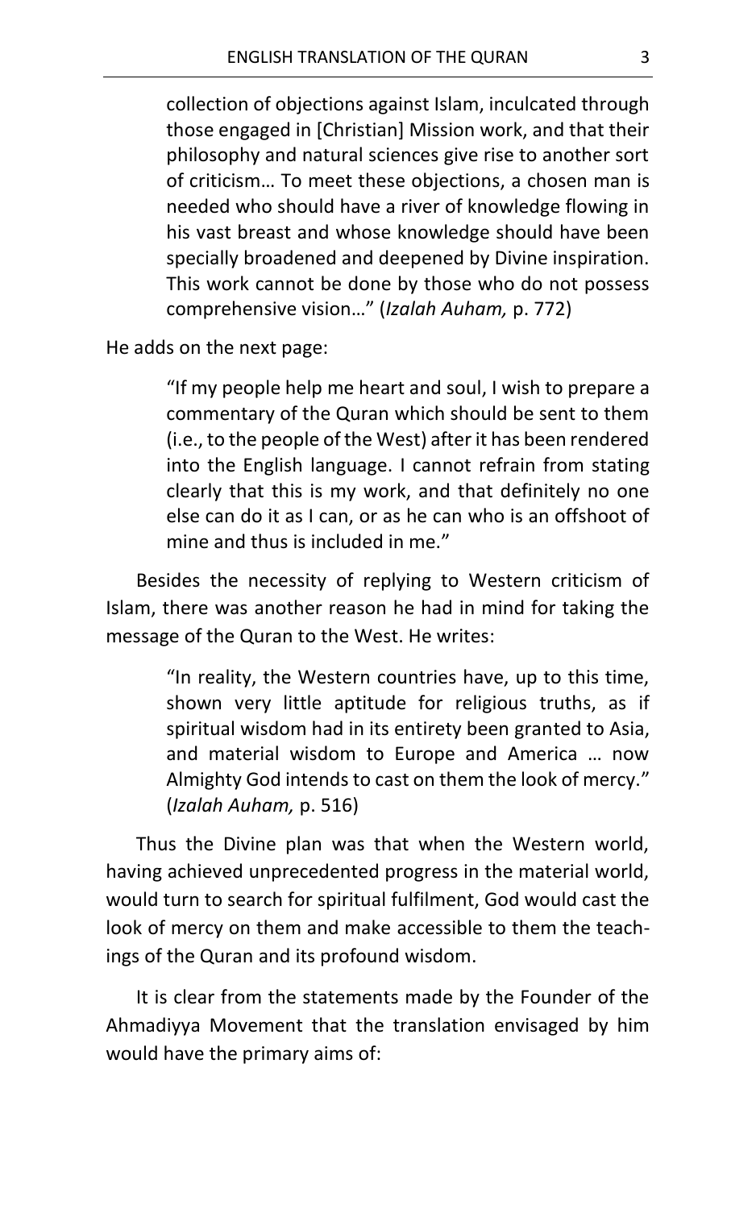> collection of objections against Islam, inculcated through those engaged in [Christian] Mission work, and that their philosophy and natural sciences give rise to another sort of criticism… To meet these objections, a chosen man is needed who should have a river of knowledge flowing in his vast breast and whose knowledge should have been specially broadened and deepened by Divine inspiration. This work cannot be done by those who do not possess comprehensive vision…” (*Izalah Auham,* p. 772)

He adds on the next page:

> “If my people help me heart and soul, I wish to prepare a commentary of the Quran which should be sent to them (i.e., to the people of the West) after it has been rendered into the English language. I cannot refrain from stating clearly that this is my work, and that definitely no one else can do it as I can, or as he can who is an offshoot of mine and thus is included in me.”

Besides the necessity of replying to Western criticism of Islam, there was another reason he had in mind for taking the message of the Quran to the West. He writes:

> “In reality, the Western countries have, up to this time, shown very little aptitude for religious truths, as if spiritual wisdom had in its entirety been granted to Asia, and material wisdom to Europe and America … now Almighty God intends to cast on them the look of mercy.” (*Izalah Auham,* p. 516)

Thus the Divine plan was that when the Western world, having achieved unprecedented progress in the material world, would turn to search for spiritual fulfilment, God would cast the look of mercy on them and make accessible to them the teachings of the Quran and its profound wisdom.

It is clear from the statements made by the Founder of the Ahmadiyya Movement that the translation envisaged by him would have the primary aims of: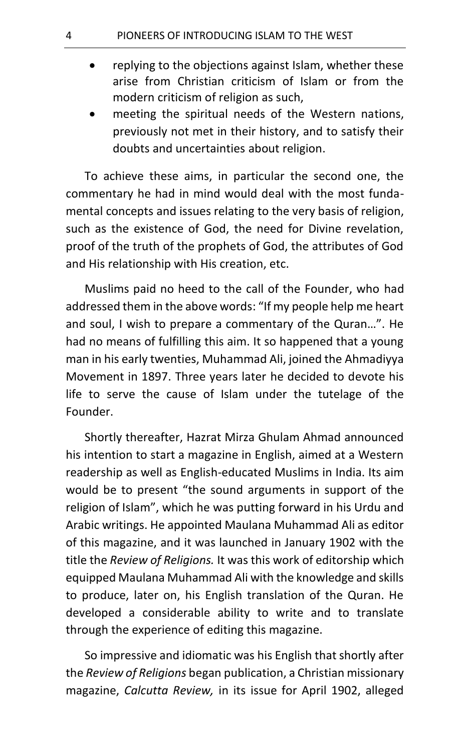- replying to the objections against Islam, whether these arise from Christian criticism of Islam or from the modern criticism of religion as such,
- meeting the spiritual needs of the Western nations, previously not met in their history, and to satisfy their doubts and uncertainties about religion.

To achieve these aims, in particular the second one, the commentary he had in mind would deal with the most fundamental concepts and issues relating to the very basis of religion, such as the existence of God, the need for Divine revelation, proof of the truth of the prophets of God, the attributes of God and His relationship with His creation, etc.

Muslims paid no heed to the call of the Founder, who had addressed them in the above words: "If my people help me heart and soul, I wish to prepare a commentary of the Quran…". He had no means of fulfilling this aim. It so happened that a young man in his early twenties, Muhammad Ali, joined the Ahmadiyya Movement in 1897. Three years later he decided to devote his life to serve the cause of Islam under the tutelage of the Founder.

Shortly thereafter, Hazrat Mirza Ghulam Ahmad announced his intention to start a magazine in English, aimed at a Western readership as well as English-educated Muslims in India. Its aim would be to present "the sound arguments in support of the religion of Islam", which he was putting forward in his Urdu and Arabic writings. He appointed Maulana Muhammad Ali as editor of this magazine, and it was launched in January 1902 with the title the *Review of Religions.* It was this work of editorship which equipped Maulana Muhammad Ali with the knowledge and skills to produce, later on, his English translation of the Quran. He developed a considerable ability to write and to translate through the experience of editing this magazine.

So impressive and idiomatic was his English that shortly after the *Review of Religions* began publication, a Christian missionary magazine, *Calcutta Review,* in its issue for April 1902, alleged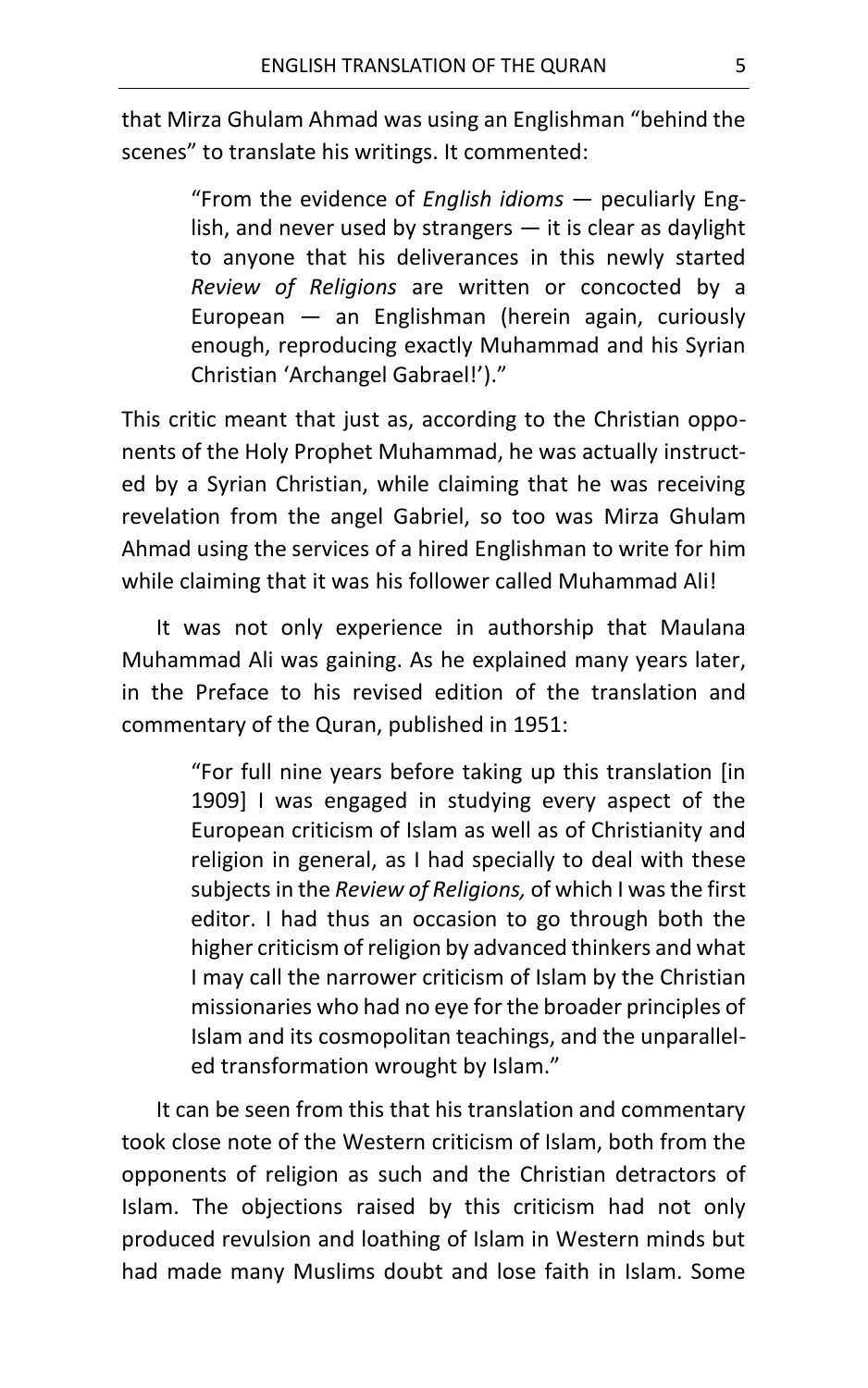that Mirza Ghulam Ahmad was using an Englishman "behind the scenes" to translate his writings. It commented:

> "From the evidence of *English idioms* — peculiarly English, and never used by strangers — it is clear as daylight to anyone that his deliverances in this newly started *Review of Religions* are written or concocted by a European — an Englishman (herein again, curiously enough, reproducing exactly Muhammad and his Syrian Christian 'Archangel Gabrael!')."

This critic meant that just as, according to the Christian opponents of the Holy Prophet Muhammad, he was actually instructed by a Syrian Christian, while claiming that he was receiving revelation from the angel Gabriel, so too was Mirza Ghulam Ahmad using the services of a hired Englishman to write for him while claiming that it was his follower called Muhammad Ali!

It was not only experience in authorship that Maulana Muhammad Ali was gaining. As he explained many years later, in the Preface to his revised edition of the translation and commentary of the Quran, published in 1951:

> "For full nine years before taking up this translation [in 1909] I was engaged in studying every aspect of the European criticism of Islam as well as of Christianity and religion in general, as I had specially to deal with these subjects in the *Review of Religions,* of which I was the first editor. I had thus an occasion to go through both the higher criticism of religion by advanced thinkers and what I may call the narrower criticism of Islam by the Christian missionaries who had no eye for the broader principles of Islam and its cosmopolitan teachings, and the unparalleled transformation wrought by Islam."

It can be seen from this that his translation and commentary took close note of the Western criticism of Islam, both from the opponents of religion as such and the Christian detractors of Islam. The objections raised by this criticism had not only produced revulsion and loathing of Islam in Western minds but had made many Muslims doubt and lose faith in Islam. Some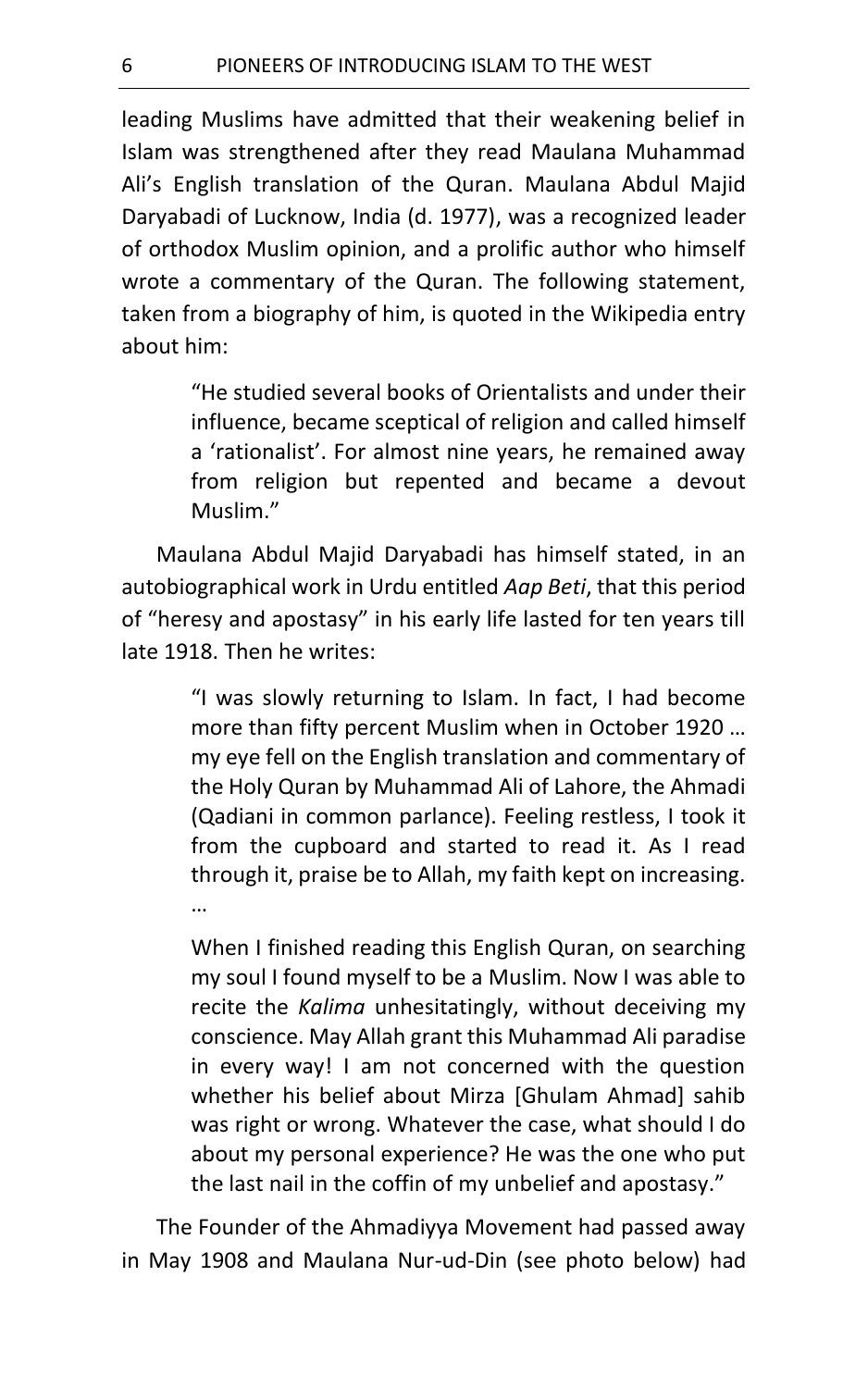leading Muslims have admitted that their weakening belief in Islam was strengthened after they read Maulana Muhammad Ali's English translation of the Quran. Maulana Abdul Majid Daryabadi of Lucknow, India (d. 1977), was a recognized leader of orthodox Muslim opinion, and a prolific author who himself wrote a commentary of the Quran. The following statement, taken from a biography of him, is quoted in the Wikipedia entry about him:

> "He studied several books of Orientalists and under their influence, became sceptical of religion and called himself a 'rationalist'. For almost nine years, he remained away from religion but repented and became a devout Muslim."

Maulana Abdul Majid Daryabadi has himself stated, in an autobiographical work in Urdu entitled *Aap Beti*, that this period of "heresy and apostasy" in his early life lasted for ten years till late 1918. Then he writes:

> "I was slowly returning to Islam. In fact, I had become more than fifty percent Muslim when in October 1920 … my eye fell on the English translation and commentary of the Holy Quran by Muhammad Ali of Lahore, the Ahmadi (Qadiani in common parlance). Feeling restless, I took it from the cupboard and started to read it. As I read through it, praise be to Allah, my faith kept on increasing. …
>
> When I finished reading this English Quran, on searching my soul I found myself to be a Muslim. Now I was able to recite the *Kalima* unhesitatingly, without deceiving my conscience. May Allah grant this Muhammad Ali paradise in every way! I am not concerned with the question whether his belief about Mirza [Ghulam Ahmad] sahib was right or wrong. Whatever the case, what should I do about my personal experience? He was the one who put the last nail in the coffin of my unbelief and apostasy."

The Founder of the Ahmadiyya Movement had passed away in May 1908 and Maulana Nur-ud-Din (see photo below) had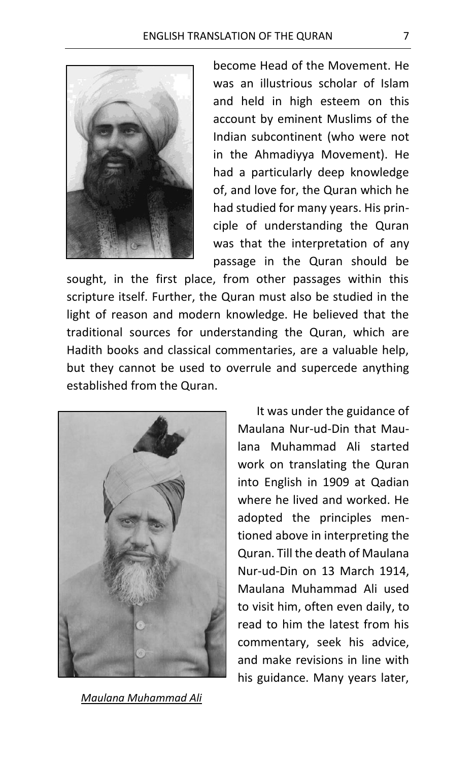become Head of the Movement. He was an illustrious scholar of Islam and held in high esteem on this account by eminent Muslims of the Indian subcontinent (who were not in the Ahmadiyya Movement). He had a particularly deep knowledge of, and love for, the Quran which he had studied for many years. His principle of understanding the Quran was that the interpretation of any passage in the Quran should be sought, in the first place, from other passages within this scripture itself. Further, the Quran must also be studied in the light of reason and modern knowledge. He believed that the traditional sources for understanding the Quran, which are Hadith books and classical commentaries, are a valuable help, but they cannot be used to overrule and supercede anything established from the Quran.

It was under the guidance of Maulana Nur-ud-Din that Maulana Muhammad Ali started work on translating the Quran into English in 1909 at Qadian where he lived and worked. He adopted the principles mentioned above in interpreting the Quran. Till the death of Maulana Nur-ud-Din on 13 March 1914, Maulana Muhammad Ali used to visit him, often even daily, to read to him the latest from his commentary, seek his advice, and make revisions in line with his guidance. Many years later,

*Maulana Muhammad Ali*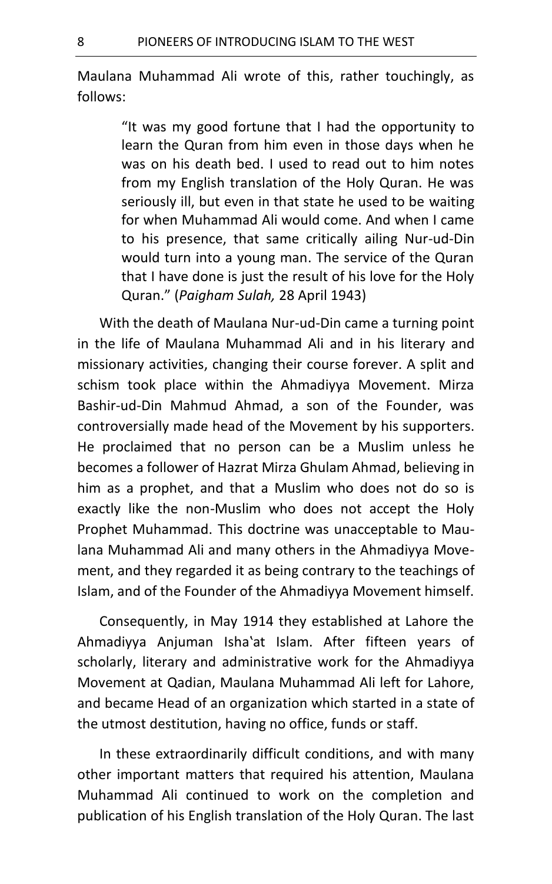Maulana Muhammad Ali wrote of this, rather touchingly, as follows:

> "It was my good fortune that I had the opportunity to learn the Quran from him even in those days when he was on his death bed. I used to read out to him notes from my English translation of the Holy Quran. He was seriously ill, but even in that state he used to be waiting for when Muhammad Ali would come. And when I came to his presence, that same critically ailing Nur-ud-Din would turn into a young man. The service of the Quran that I have done is just the result of his love for the Holy Quran." (*Paigham Sulah,* 28 April 1943)

With the death of Maulana Nur-ud-Din came a turning point in the life of Maulana Muhammad Ali and in his literary and missionary activities, changing their course forever. A split and schism took place within the Ahmadiyya Movement. Mirza Bashir-ud-Din Mahmud Ahmad, a son of the Founder, was controversially made head of the Movement by his supporters. He proclaimed that no person can be a Muslim unless he becomes a follower of Hazrat Mirza Ghulam Ahmad, believing in him as a prophet, and that a Muslim who does not do so is exactly like the non-Muslim who does not accept the Holy Prophet Muhammad. This doctrine was unacceptable to Maulana Muhammad Ali and many others in the Ahmadiyya Movement, and they regarded it as being contrary to the teachings of Islam, and of the Founder of the Ahmadiyya Movement himself.

Consequently, in May 1914 they established at Lahore the Ahmadiyya Anjuman Isha'at Islam. After fifteen years of scholarly, literary and administrative work for the Ahmadiyya Movement at Qadian, Maulana Muhammad Ali left for Lahore, and became Head of an organization which started in a state of the utmost destitution, having no office, funds or staff.

In these extraordinarily difficult conditions, and with many other important matters that required his attention, Maulana Muhammad Ali continued to work on the completion and publication of his English translation of the Holy Quran. The last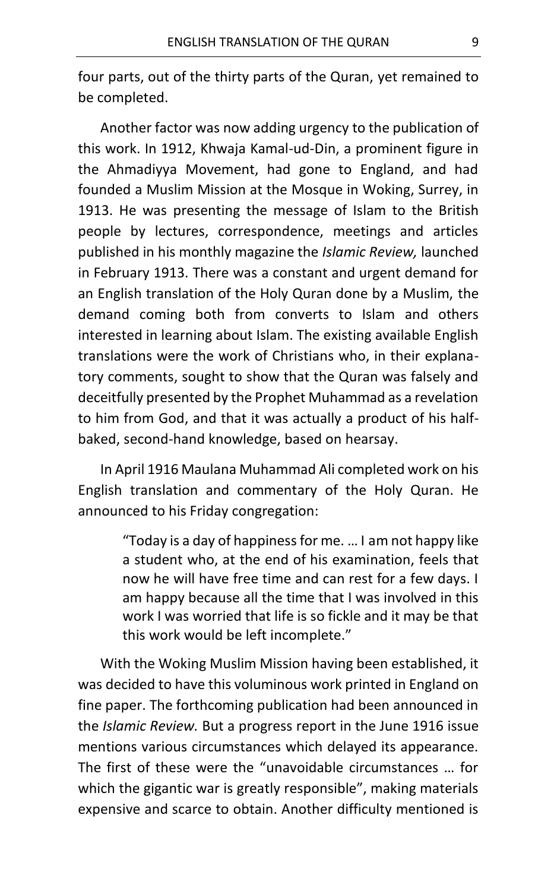four parts, out of the thirty parts of the Quran, yet remained to be completed.

Another factor was now adding urgency to the publication of this work. In 1912, Khwaja Kamal-ud-Din, a prominent figure in the Ahmadiyya Movement, had gone to England, and had founded a Muslim Mission at the Mosque in Woking, Surrey, in 1913. He was presenting the message of Islam to the British people by lectures, correspondence, meetings and articles published in his monthly magazine the *Islamic Review,* launched in February 1913. There was a constant and urgent demand for an English translation of the Holy Quran done by a Muslim, the demand coming both from converts to Islam and others interested in learning about Islam. The existing available English translations were the work of Christians who, in their explanatory comments, sought to show that the Quran was falsely and deceitfully presented by the Prophet Muhammad as a revelation to him from God, and that it was actually a product of his half-baked, second-hand knowledge, based on hearsay.

In April 1916 Maulana Muhammad Ali completed work on his English translation and commentary of the Holy Quran. He announced to his Friday congregation:

> "Today is a day of happiness for me. … I am not happy like a student who, at the end of his examination, feels that now he will have free time and can rest for a few days. I am happy because all the time that I was involved in this work I was worried that life is so fickle and it may be that this work would be left incomplete."

With the Woking Muslim Mission having been established, it was decided to have this voluminous work printed in England on fine paper. The forthcoming publication had been announced in the *Islamic Review.* But a progress report in the June 1916 issue mentions various circumstances which delayed its appearance. The first of these were the "unavoidable circumstances … for which the gigantic war is greatly responsible", making materials expensive and scarce to obtain. Another difficulty mentioned is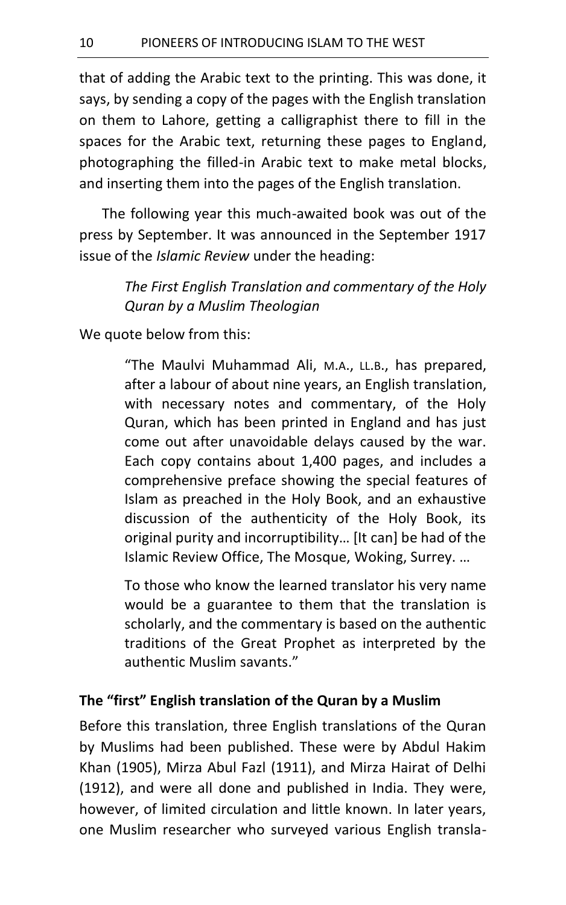that of adding the Arabic text to the printing. This was done, it says, by sending a copy of the pages with the English translation on them to Lahore, getting a calligraphist there to fill in the spaces for the Arabic text, returning these pages to England, photographing the filled-in Arabic text to make metal blocks, and inserting them into the pages of the English translation.

The following year this much-awaited book was out of the press by September. It was announced in the September 1917 issue of the *Islamic Review* under the heading:

> *The First English Translation and commentary of the Holy Quran by a Muslim Theologian*

We quote below from this:

> "The Maulvi Muhammad Ali, M.A., LL.B., has prepared, after a labour of about nine years, an English translation, with necessary notes and commentary, of the Holy Quran, which has been printed in England and has just come out after unavoidable delays caused by the war. Each copy contains about 1,400 pages, and includes a comprehensive preface showing the special features of Islam as preached in the Holy Book, and an exhaustive discussion of the authenticity of the Holy Book, its original purity and incorruptibility… [It can] be had of the Islamic Review Office, The Mosque, Woking, Surrey. …
>
> To those who know the learned translator his very name would be a guarantee to them that the translation is scholarly, and the commentary is based on the authentic traditions of the Great Prophet as interpreted by the authentic Muslim savants."

### The "first" English translation of the Quran by a Muslim

Before this translation, three English translations of the Quran by Muslims had been published. These were by Abdul Hakim Khan (1905), Mirza Abul Fazl (1911), and Mirza Hairat of Delhi (1912), and were all done and published in India. They were, however, of limited circulation and little known. In later years, one Muslim researcher who surveyed various English transla-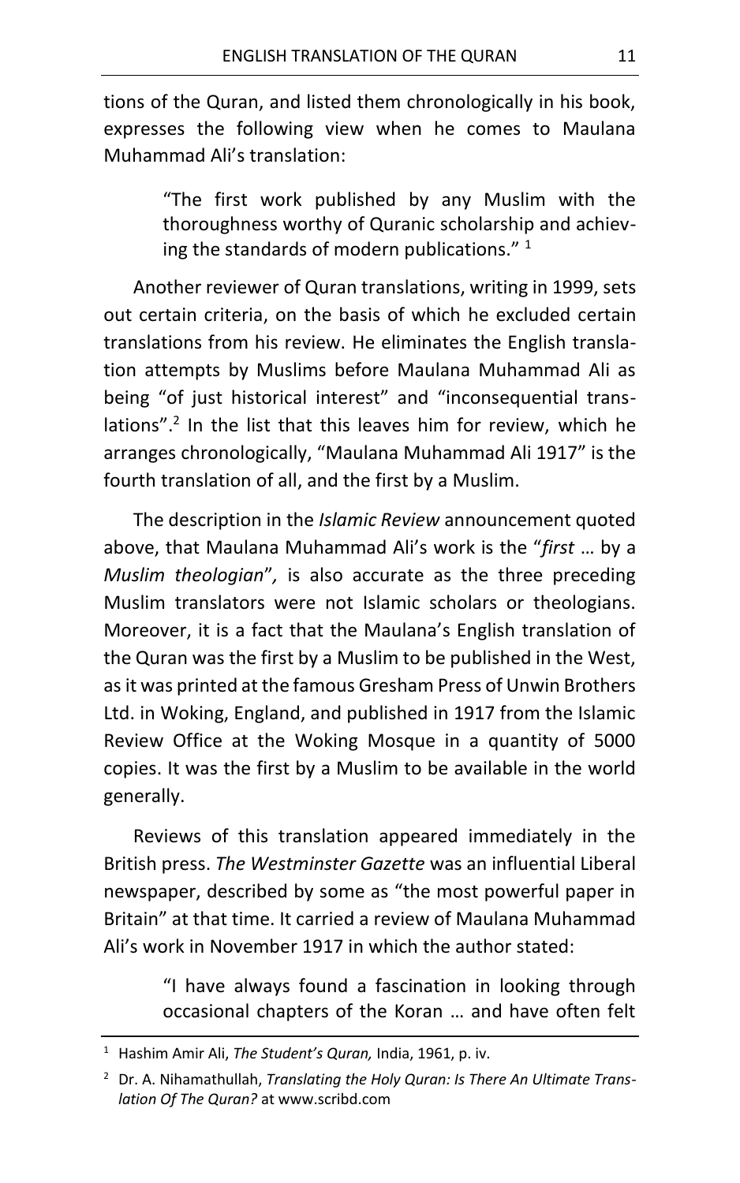tions of the Quran, and listed them chronologically in his book, expresses the following view when he comes to Maulana Muhammad Ali's translation:

> "The first work published by any Muslim with the thoroughness worthy of Quranic scholarship and achieving the standards of modern publications." [1]

Another reviewer of Quran translations, writing in 1999, sets out certain criteria, on the basis of which he excluded certain translations from his review. He eliminates the English translation attempts by Muslims before Maulana Muhammad Ali as being "of just historical interest" and "inconsequential translations".[2] In the list that this leaves him for review, which he arranges chronologically, "Maulana Muhammad Ali 1917" is the fourth translation of all, and the first by a Muslim.

The description in the *Islamic Review* announcement quoted above, that Maulana Muhammad Ali's work is the "*first* … by a *Muslim theologian*", is also accurate as the three preceding Muslim translators were not Islamic scholars or theologians. Moreover, it is a fact that the Maulana's English translation of the Quran was the first by a Muslim to be published in the West, as it was printed at the famous Gresham Press of Unwin Brothers Ltd. in Woking, England, and published in 1917 from the Islamic Review Office at the Woking Mosque in a quantity of 5000 copies. It was the first by a Muslim to be available in the world generally.

Reviews of this translation appeared immediately in the British press. *The Westminster Gazette* was an influential Liberal newspaper, described by some as "the most powerful paper in Britain" at that time. It carried a review of Maulana Muhammad Ali's work in November 1917 in which the author stated:

> "I have always found a fascination in looking through occasional chapters of the Koran … and have often felt

---

[1] Hashim Amir Ali, *The Student's Quran,* India, 1961, p. iv.

[2] Dr. A. Nihamathullah, *Translating the Holy Quran: Is There An Ultimate Translation Of The Quran?* at www.scribd.com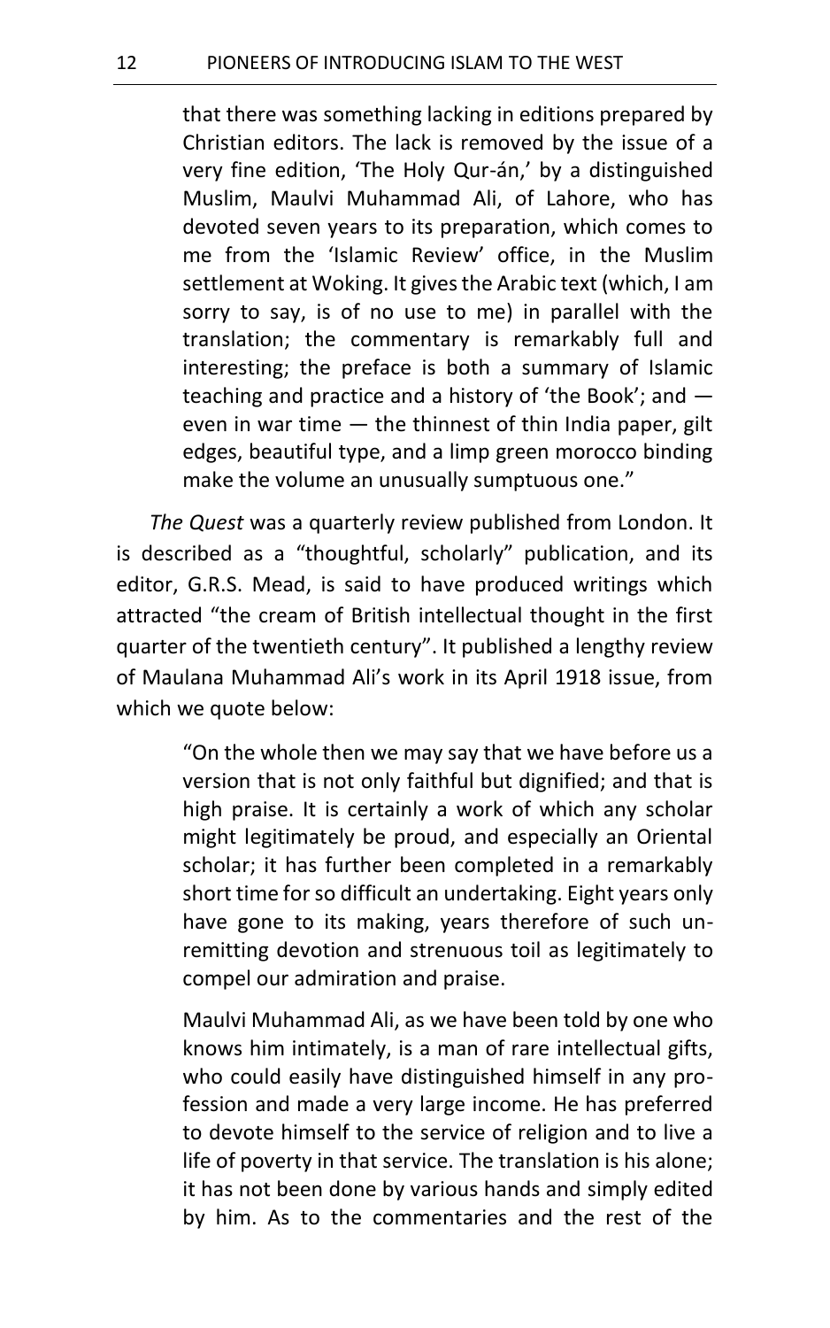> that there was something lacking in editions prepared by Christian editors. The lack is removed by the issue of a very fine edition, 'The Holy Qur-án,' by a distinguished Muslim, Maulvi Muhammad Ali, of Lahore, who has devoted seven years to its preparation, which comes to me from the 'Islamic Review' office, in the Muslim settlement at Woking. It gives the Arabic text (which, I am sorry to say, is of no use to me) in parallel with the translation; the commentary is remarkably full and interesting; the preface is both a summary of Islamic teaching and practice and a history of 'the Book'; and — even in war time — the thinnest of thin India paper, gilt edges, beautiful type, and a limp green morocco binding make the volume an unusually sumptuous one."

*The Quest* was a quarterly review published from London. It is described as a "thoughtful, scholarly" publication, and its editor, G.R.S. Mead, is said to have produced writings which attracted "the cream of British intellectual thought in the first quarter of the twentieth century". It published a lengthy review of Maulana Muhammad Ali's work in its April 1918 issue, from which we quote below:

> "On the whole then we may say that we have before us a version that is not only faithful but dignified; and that is high praise. It is certainly a work of which any scholar might legitimately be proud, and especially an Oriental scholar; it has further been completed in a remarkably short time for so difficult an undertaking. Eight years only have gone to its making, years therefore of such unremitting devotion and strenuous toil as legitimately to compel our admiration and praise.
>
> Maulvi Muhammad Ali, as we have been told by one who knows him intimately, is a man of rare intellectual gifts, who could easily have distinguished himself in any profession and made a very large income. He has preferred to devote himself to the service of religion and to live a life of poverty in that service. The translation is his alone; it has not been done by various hands and simply edited by him. As to the commentaries and the rest of the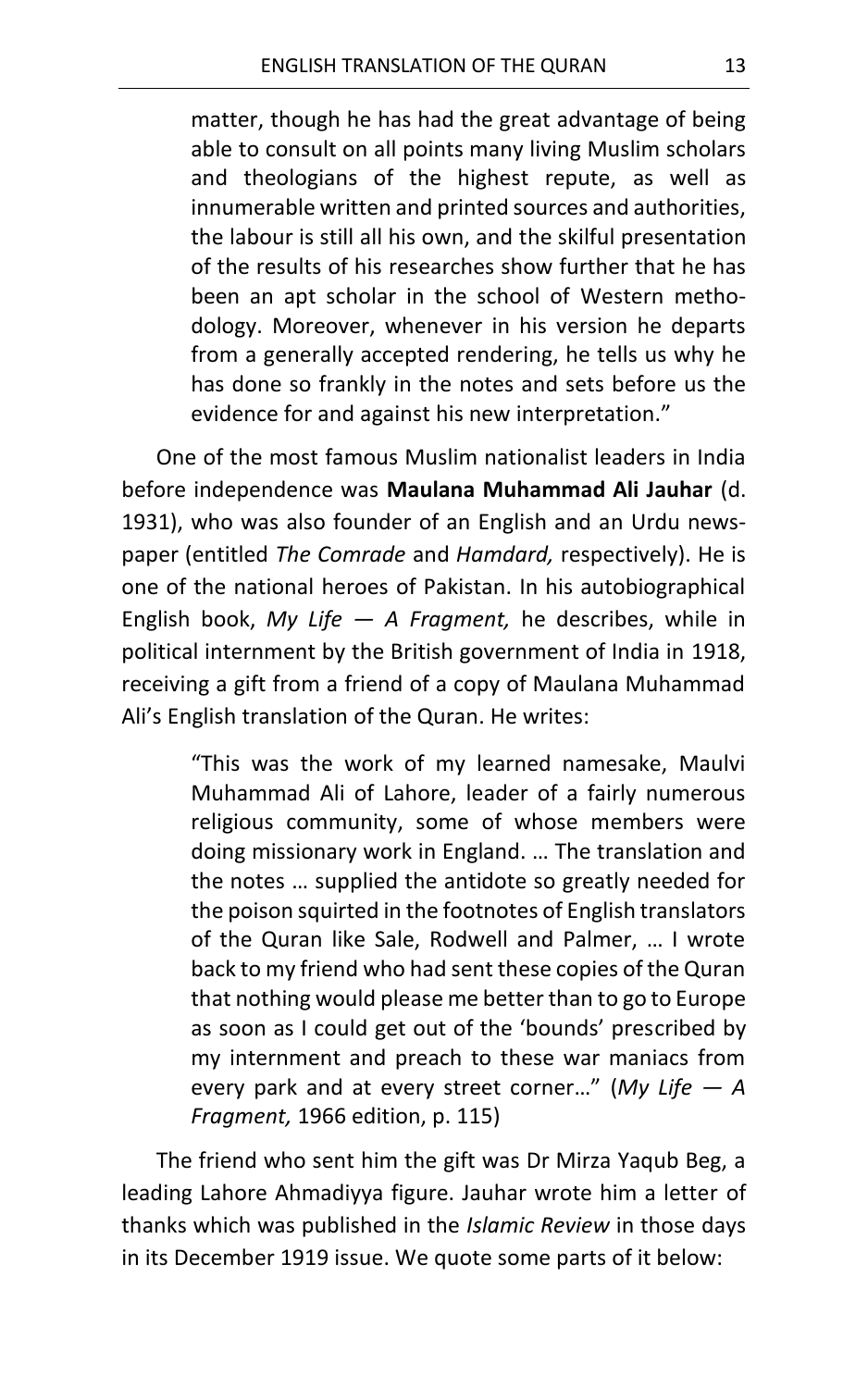> matter, though he has had the great advantage of being able to consult on all points many living Muslim scholars and theologians of the highest repute, as well as innumerable written and printed sources and authorities, the labour is still all his own, and the skilful presentation of the results of his researches show further that he has been an apt scholar in the school of Western methodology. Moreover, whenever in his version he departs from a generally accepted rendering, he tells us why he has done so frankly in the notes and sets before us the evidence for and against his new interpretation."

One of the most famous Muslim nationalist leaders in India before independence was **Maulana Muhammad Ali Jauhar** (d. 1931), who was also founder of an English and an Urdu newspaper (entitled *The Comrade* and *Hamdard,* respectively). He is one of the national heroes of Pakistan. In his autobiographical English book, *My Life — A Fragment,* he describes, while in political internment by the British government of India in 1918, receiving a gift from a friend of a copy of Maulana Muhammad Ali's English translation of the Quran. He writes:

> "This was the work of my learned namesake, Maulvi Muhammad Ali of Lahore, leader of a fairly numerous religious community, some of whose members were doing missionary work in England. … The translation and the notes … supplied the antidote so greatly needed for the poison squirted in the footnotes of English translators of the Quran like Sale, Rodwell and Palmer, … I wrote back to my friend who had sent these copies of the Quran that nothing would please me better than to go to Europe as soon as I could get out of the 'bounds' prescribed by my internment and preach to these war maniacs from every park and at every street corner…" (*My Life — A Fragment,* 1966 edition, p. 115)

The friend who sent him the gift was Dr Mirza Yaqub Beg, a leading Lahore Ahmadiyya figure. Jauhar wrote him a letter of thanks which was published in the *Islamic Review* in those days in its December 1919 issue. We quote some parts of it below: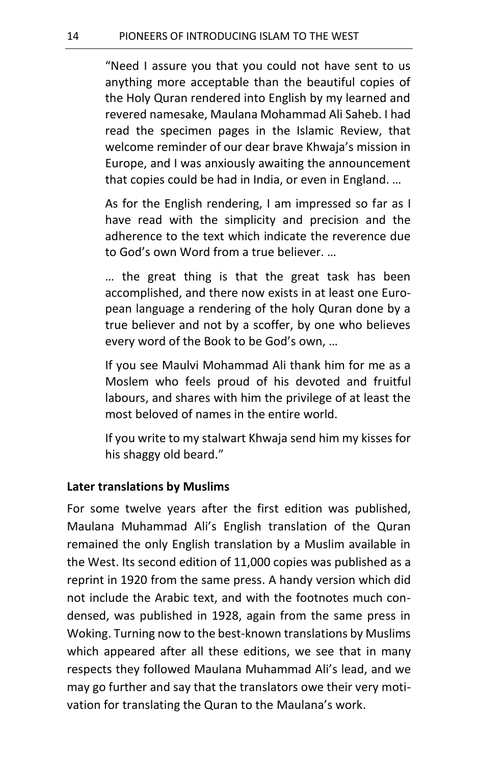> "Need I assure you that you could not have sent to us anything more acceptable than the beautiful copies of the Holy Quran rendered into English by my learned and revered namesake, Maulana Mohammad Ali Saheb. I had read the specimen pages in the Islamic Review, that welcome reminder of our dear brave Khwaja's mission in Europe, and I was anxiously awaiting the announcement that copies could be had in India, or even in England. …
>
> As for the English rendering, I am impressed so far as I have read with the simplicity and precision and the adherence to the text which indicate the reverence due to God's own Word from a true believer. …
>
> … the great thing is that the great task has been accomplished, and there now exists in at least one European language a rendering of the holy Quran done by a true believer and not by a scoffer, by one who believes every word of the Book to be God's own, …
>
> If you see Maulvi Mohammad Ali thank him for me as a Moslem who feels proud of his devoted and fruitful labours, and shares with him the privilege of at least the most beloved of names in the entire world.
>
> If you write to my stalwart Khwaja send him my kisses for his shaggy old beard."

**Later translations by Muslims**

For some twelve years after the first edition was published, Maulana Muhammad Ali's English translation of the Quran remained the only English translation by a Muslim available in the West. Its second edition of 11,000 copies was published as a reprint in 1920 from the same press. A handy version which did not include the Arabic text, and with the footnotes much condensed, was published in 1928, again from the same press in Woking. Turning now to the best-known translations by Muslims which appeared after all these editions, we see that in many respects they followed Maulana Muhammad Ali's lead, and we may go further and say that the translators owe their very motivation for translating the Quran to the Maulana's work.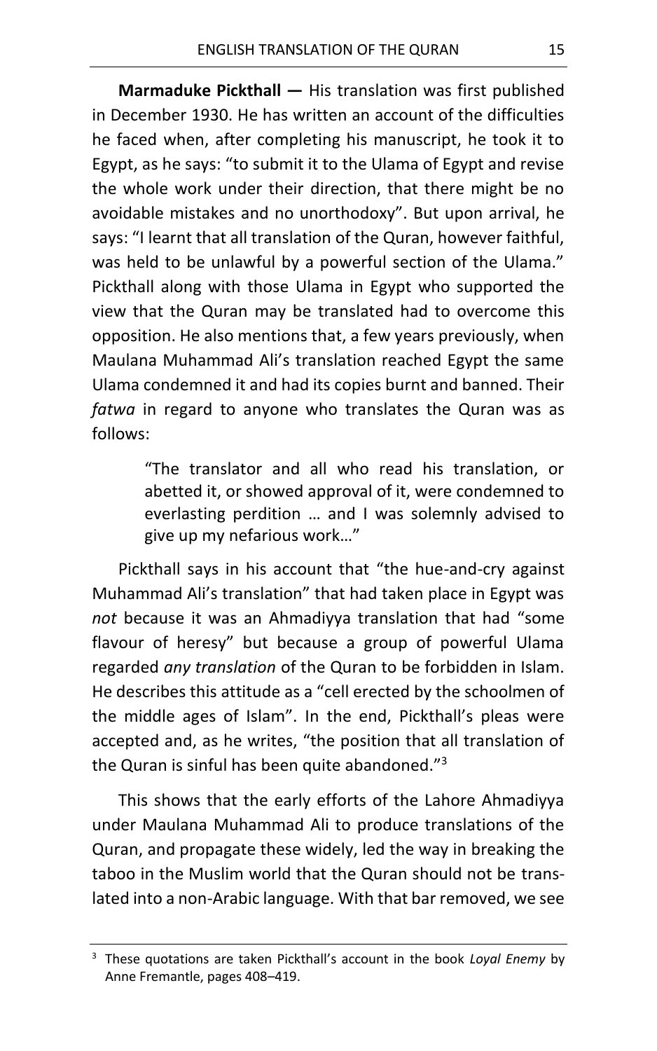**Marmaduke Pickthall —** His translation was first published in December 1930. He has written an account of the difficulties he faced when, after completing his manuscript, he took it to Egypt, as he says: "to submit it to the Ulama of Egypt and revise the whole work under their direction, that there might be no avoidable mistakes and no unorthodoxy". But upon arrival, he says: "I learnt that all translation of the Quran, however faithful, was held to be unlawful by a powerful section of the Ulama." Pickthall along with those Ulama in Egypt who supported the view that the Quran may be translated had to overcome this opposition. He also mentions that, a few years previously, when Maulana Muhammad Ali's translation reached Egypt the same Ulama condemned it and had its copies burnt and banned. Their *fatwa* in regard to anyone who translates the Quran was as follows:

> "The translator and all who read his translation, or abetted it, or showed approval of it, were condemned to everlasting perdition … and I was solemnly advised to give up my nefarious work…"

Pickthall says in his account that "the hue-and-cry against Muhammad Ali's translation" that had taken place in Egypt was *not* because it was an Ahmadiyya translation that had "some flavour of heresy" but because a group of powerful Ulama regarded *any translation* of the Quran to be forbidden in Islam. He describes this attitude as a "cell erected by the schoolmen of the middle ages of Islam". In the end, Pickthall's pleas were accepted and, as he writes, "the position that all translation of the Quran is sinful has been quite abandoned."[3]

This shows that the early efforts of the Lahore Ahmadiyya under Maulana Muhammad Ali to produce translations of the Quran, and propagate these widely, led the way in breaking the taboo in the Muslim world that the Quran should not be translated into a non-Arabic language. With that bar removed, we see

---

[3] These quotations are taken Pickthall's account in the book *Loyal Enemy* by Anne Fremantle, pages 408–419.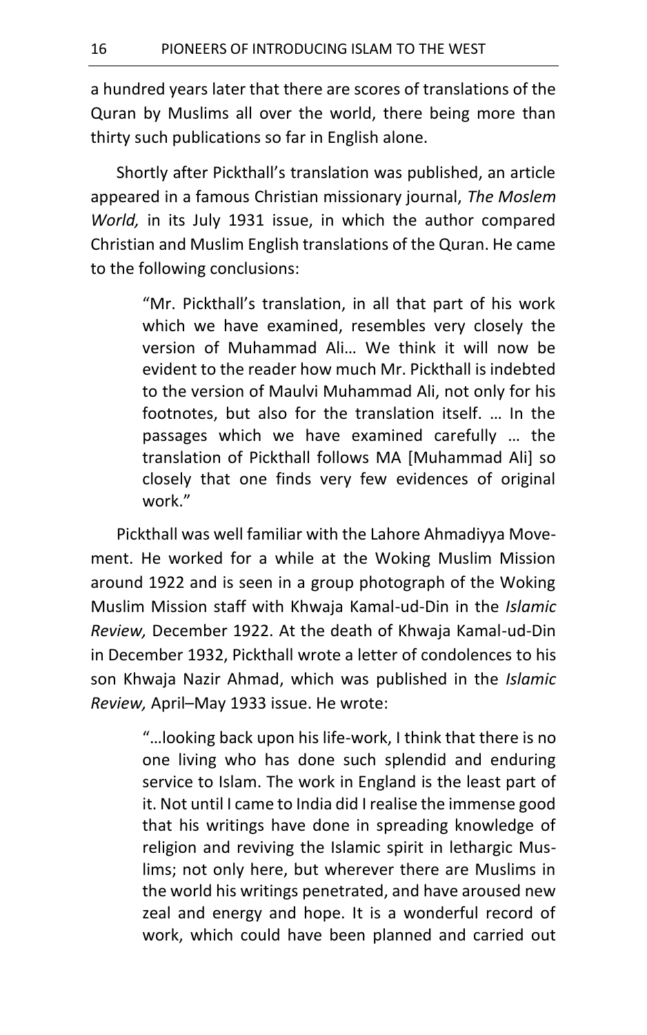a hundred years later that there are scores of translations of the Quran by Muslims all over the world, there being more than thirty such publications so far in English alone.

Shortly after Pickthall's translation was published, an article appeared in a famous Christian missionary journal, *The Moslem World,* in its July 1931 issue, in which the author compared Christian and Muslim English translations of the Quran. He came to the following conclusions:

> "Mr. Pickthall's translation, in all that part of his work which we have examined, resembles very closely the version of Muhammad Ali… We think it will now be evident to the reader how much Mr. Pickthall is indebted to the version of Maulvi Muhammad Ali, not only for his footnotes, but also for the translation itself. … In the passages which we have examined carefully … the translation of Pickthall follows MA [Muhammad Ali] so closely that one finds very few evidences of original work."

Pickthall was well familiar with the Lahore Ahmadiyya Movement. He worked for a while at the Woking Muslim Mission around 1922 and is seen in a group photograph of the Woking Muslim Mission staff with Khwaja Kamal-ud-Din in the *Islamic Review,* December 1922. At the death of Khwaja Kamal-ud-Din in December 1932, Pickthall wrote a letter of condolences to his son Khwaja Nazir Ahmad, which was published in the *Islamic Review,* April–May 1933 issue. He wrote:

> "…looking back upon his life-work, I think that there is no one living who has done such splendid and enduring service to Islam. The work in England is the least part of it. Not until I came to India did I realise the immense good that his writings have done in spreading knowledge of religion and reviving the Islamic spirit in lethargic Muslims; not only here, but wherever there are Muslims in the world his writings penetrated, and have aroused new zeal and energy and hope. It is a wonderful record of work, which could have been planned and carried out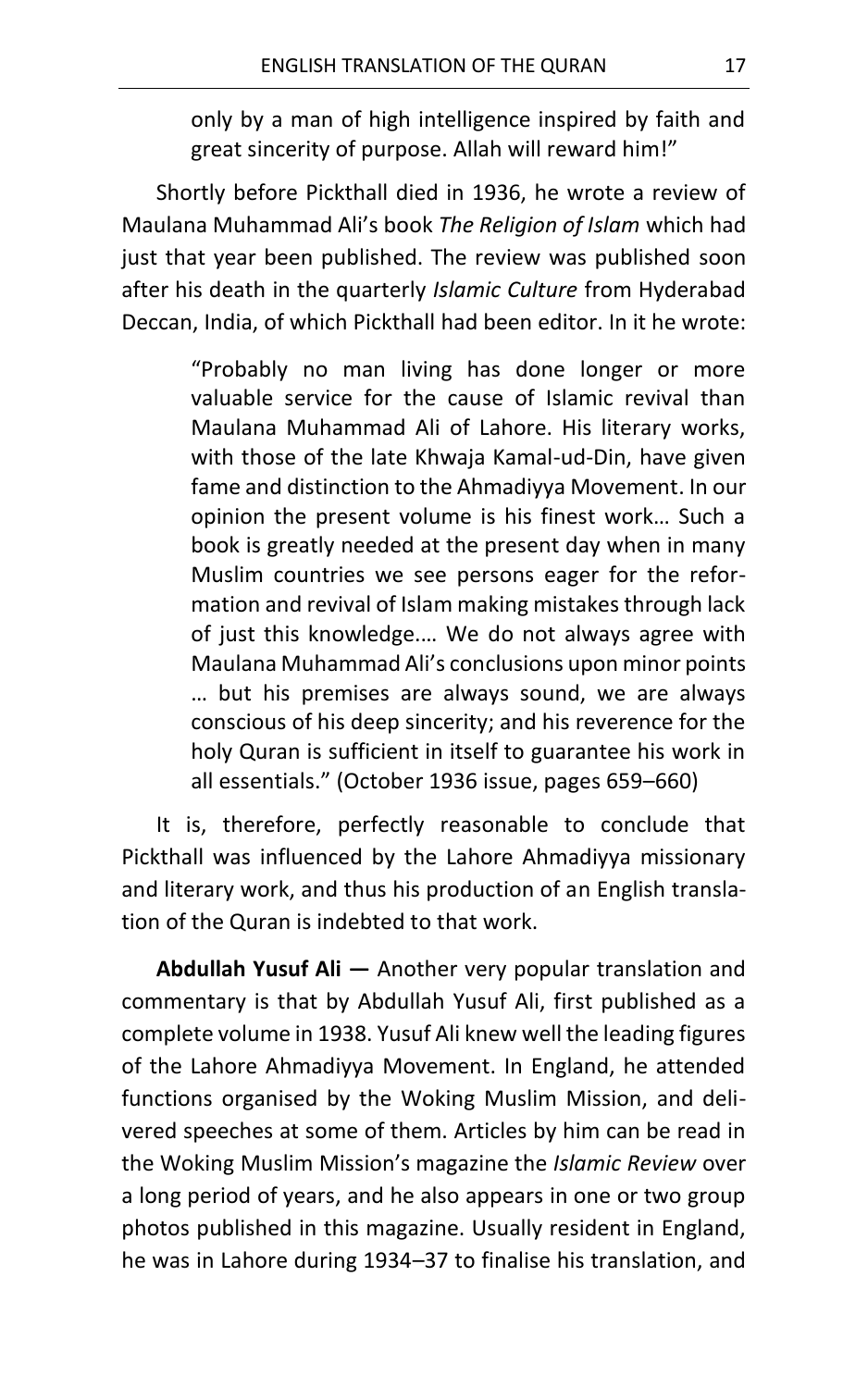> only by a man of high intelligence inspired by faith and great sincerity of purpose. Allah will reward him!"

Shortly before Pickthall died in 1936, he wrote a review of Maulana Muhammad Ali's book *The Religion of Islam* which had just that year been published. The review was published soon after his death in the quarterly *Islamic Culture* from Hyderabad Deccan, India, of which Pickthall had been editor. In it he wrote:

> "Probably no man living has done longer or more valuable service for the cause of Islamic revival than Maulana Muhammad Ali of Lahore. His literary works, with those of the late Khwaja Kamal-ud-Din, have given fame and distinction to the Ahmadiyya Movement. In our opinion the present volume is his finest work… Such a book is greatly needed at the present day when in many Muslim countries we see persons eager for the reformation and revival of Islam making mistakes through lack of just this knowledge.… We do not always agree with Maulana Muhammad Ali's conclusions upon minor points … but his premises are always sound, we are always conscious of his deep sincerity; and his reverence for the holy Quran is sufficient in itself to guarantee his work in all essentials." (October 1936 issue, pages 659–660)

It is, therefore, perfectly reasonable to conclude that Pickthall was influenced by the Lahore Ahmadiyya missionary and literary work, and thus his production of an English translation of the Quran is indebted to that work.

**Abdullah Yusuf Ali —** Another very popular translation and commentary is that by Abdullah Yusuf Ali, first published as a complete volume in 1938. Yusuf Ali knew well the leading figures of the Lahore Ahmadiyya Movement. In England, he attended functions organised by the Woking Muslim Mission, and delivered speeches at some of them. Articles by him can be read in the Woking Muslim Mission's magazine the *Islamic Review* over a long period of years, and he also appears in one or two group photos published in this magazine. Usually resident in England, he was in Lahore during 1934–37 to finalise his translation, and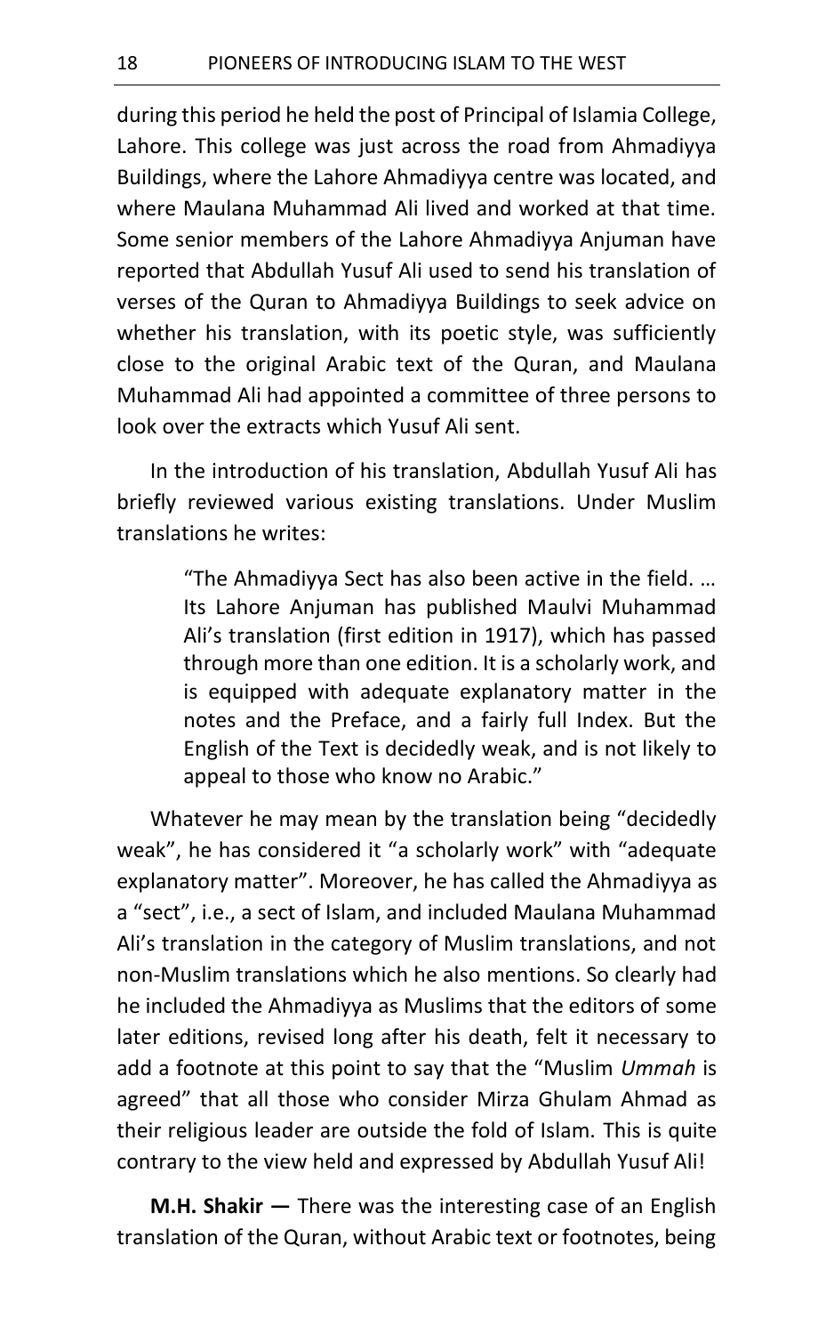during this period he held the post of Principal of Islamia College, Lahore. This college was just across the road from Ahmadiyya Buildings, where the Lahore Ahmadiyya centre was located, and where Maulana Muhammad Ali lived and worked at that time. Some senior members of the Lahore Ahmadiyya Anjuman have reported that Abdullah Yusuf Ali used to send his translation of verses of the Quran to Ahmadiyya Buildings to seek advice on whether his translation, with its poetic style, was sufficiently close to the original Arabic text of the Quran, and Maulana Muhammad Ali had appointed a committee of three persons to look over the extracts which Yusuf Ali sent.

In the introduction of his translation, Abdullah Yusuf Ali has briefly reviewed various existing translations. Under Muslim translations he writes:

> "The Ahmadiyya Sect has also been active in the field. … Its Lahore Anjuman has published Maulvi Muhammad Ali's translation (first edition in 1917), which has passed through more than one edition. It is a scholarly work, and is equipped with adequate explanatory matter in the notes and the Preface, and a fairly full Index. But the English of the Text is decidedly weak, and is not likely to appeal to those who know no Arabic."

Whatever he may mean by the translation being "decidedly weak", he has considered it "a scholarly work" with "adequate explanatory matter". Moreover, he has called the Ahmadiyya as a "sect", i.e., a sect of Islam, and included Maulana Muhammad Ali's translation in the category of Muslim translations, and not non-Muslim translations which he also mentions. So clearly had he included the Ahmadiyya as Muslims that the editors of some later editions, revised long after his death, felt it necessary to add a footnote at this point to say that the "Muslim *Ummah* is agreed" that all those who consider Mirza Ghulam Ahmad as their religious leader are outside the fold of Islam. This is quite contrary to the view held and expressed by Abdullah Yusuf Ali!

**M.H. Shakir —** There was the interesting case of an English translation of the Quran, without Arabic text or footnotes, being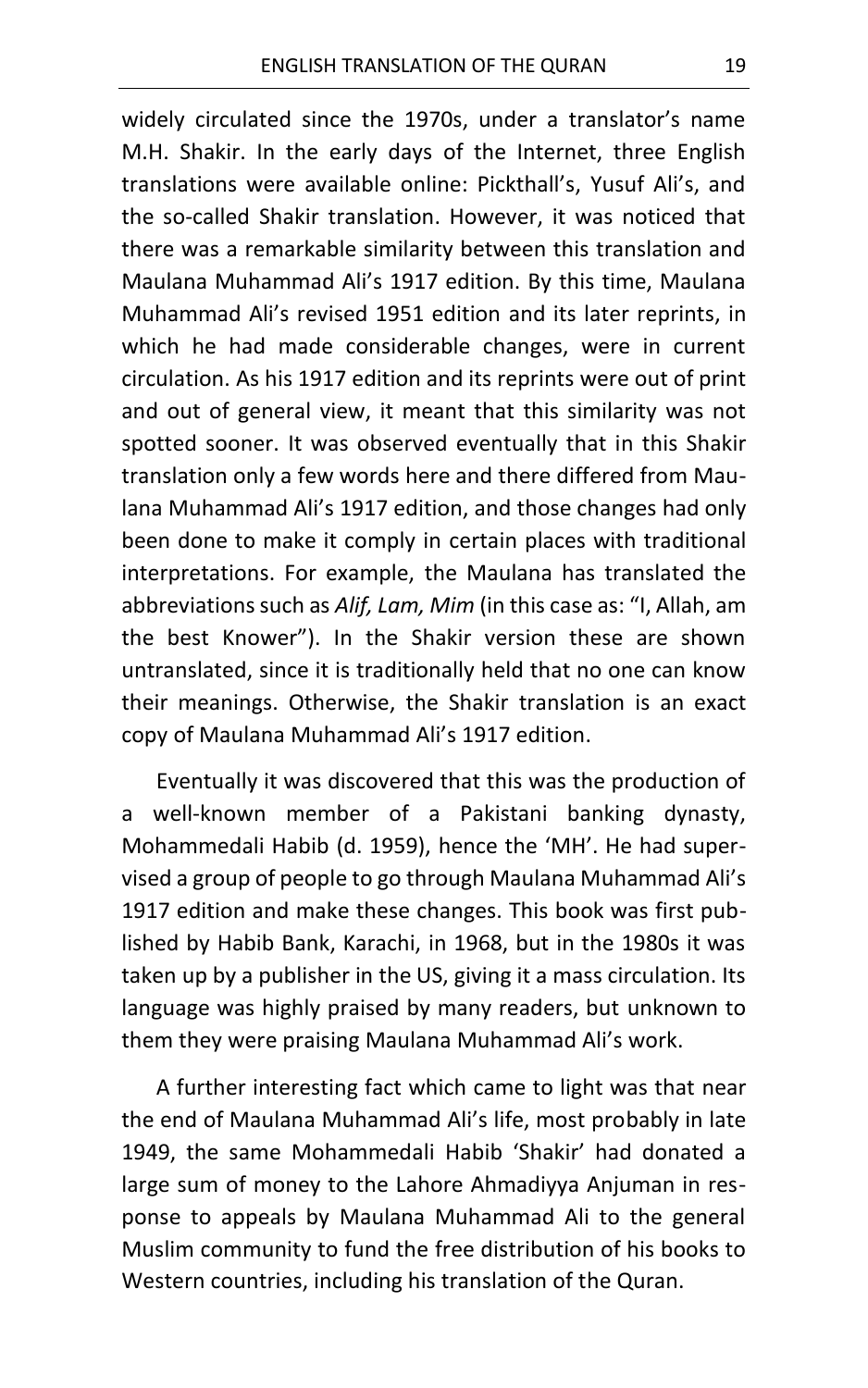widely circulated since the 1970s, under a translator's name M.H. Shakir. In the early days of the Internet, three English translations were available online: Pickthall's, Yusuf Ali's, and the so-called Shakir translation. However, it was noticed that there was a remarkable similarity between this translation and Maulana Muhammad Ali's 1917 edition. By this time, Maulana Muhammad Ali's revised 1951 edition and its later reprints, in which he had made considerable changes, were in current circulation. As his 1917 edition and its reprints were out of print and out of general view, it meant that this similarity was not spotted sooner. It was observed eventually that in this Shakir translation only a few words here and there differed from Maulana Muhammad Ali's 1917 edition, and those changes had only been done to make it comply in certain places with traditional interpretations. For example, the Maulana has translated the abbreviations such as *Alif, Lam, Mim* (in this case as: "I, Allah, am the best Knower"). In the Shakir version these are shown untranslated, since it is traditionally held that no one can know their meanings. Otherwise, the Shakir translation is an exact copy of Maulana Muhammad Ali's 1917 edition.

Eventually it was discovered that this was the production of a well-known member of a Pakistani banking dynasty, Mohammedali Habib (d. 1959), hence the 'MH'. He had supervised a group of people to go through Maulana Muhammad Ali's 1917 edition and make these changes. This book was first published by Habib Bank, Karachi, in 1968, but in the 1980s it was taken up by a publisher in the US, giving it a mass circulation. Its language was highly praised by many readers, but unknown to them they were praising Maulana Muhammad Ali's work.

A further interesting fact which came to light was that near the end of Maulana Muhammad Ali's life, most probably in late 1949, the same Mohammedali Habib 'Shakir' had donated a large sum of money to the Lahore Ahmadiyya Anjuman in response to appeals by Maulana Muhammad Ali to the general Muslim community to fund the free distribution of his books to Western countries, including his translation of the Quran.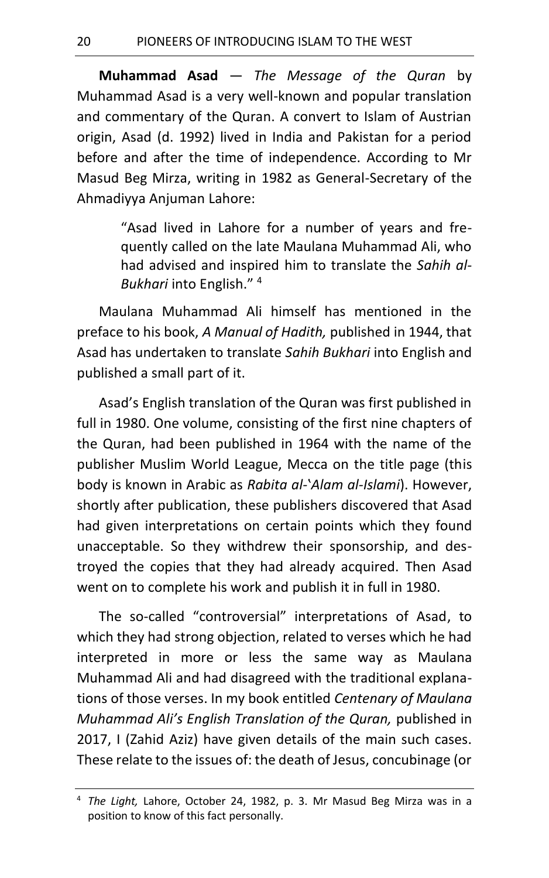**Muhammad Asad** — *The Message of the Quran* by Muhammad Asad is a very well-known and popular translation and commentary of the Quran. A convert to Islam of Austrian origin, Asad (d. 1992) lived in India and Pakistan for a period before and after the time of independence. According to Mr Masud Beg Mirza, writing in 1982 as General-Secretary of the Ahmadiyya Anjuman Lahore:

> "Asad lived in Lahore for a number of years and frequently called on the late Maulana Muhammad Ali, who had advised and inspired him to translate the *Sahih al-Bukhari* into English." [4]

Maulana Muhammad Ali himself has mentioned in the preface to his book, *A Manual of Hadith,* published in 1944, that Asad has undertaken to translate *Sahih Bukhari* into English and published a small part of it.

Asad's English translation of the Quran was first published in full in 1980. One volume, consisting of the first nine chapters of the Quran, had been published in 1964 with the name of the publisher Muslim World League, Mecca on the title page (this body is known in Arabic as *Rabita al-'Alam al-Islami*). However, shortly after publication, these publishers discovered that Asad had given interpretations on certain points which they found unacceptable. So they withdrew their sponsorship, and destroyed the copies that they had already acquired. Then Asad went on to complete his work and publish it in full in 1980.

The so-called "controversial" interpretations of Asad, to which they had strong objection, related to verses which he had interpreted in more or less the same way as Maulana Muhammad Ali and had disagreed with the traditional explanations of those verses. In my book entitled *Centenary of Maulana Muhammad Ali's English Translation of the Quran,* published in 2017, I (Zahid Aziz) have given details of the main such cases. These relate to the issues of: the death of Jesus, concubinage (or

---

[4] *The Light,* Lahore, October 24, 1982, p. 3. Mr Masud Beg Mirza was in a position to know of this fact personally.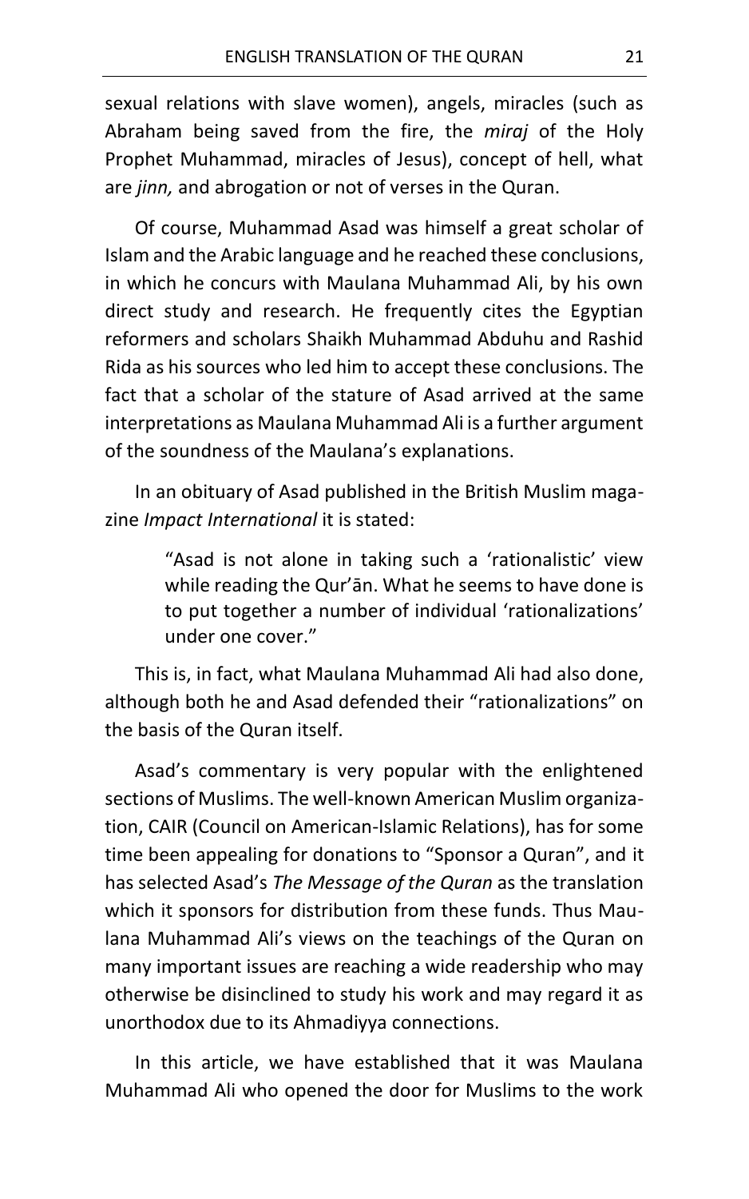sexual relations with slave women), angels, miracles (such as Abraham being saved from the fire, the *miraj* of the Holy Prophet Muhammad, miracles of Jesus), concept of hell, what are *jinn,* and abrogation or not of verses in the Quran.

Of course, Muhammad Asad was himself a great scholar of Islam and the Arabic language and he reached these conclusions, in which he concurs with Maulana Muhammad Ali, by his own direct study and research. He frequently cites the Egyptian reformers and scholars Shaikh Muhammad Abduhu and Rashid Rida as his sources who led him to accept these conclusions. The fact that a scholar of the stature of Asad arrived at the same interpretations as Maulana Muhammad Ali is a further argument of the soundness of the Maulana's explanations.

In an obituary of Asad published in the British Muslim magazine *Impact International* it is stated:

> "Asad is not alone in taking such a 'rationalistic' view while reading the Qur'ān. What he seems to have done is to put together a number of individual 'rationalizations' under one cover."

This is, in fact, what Maulana Muhammad Ali had also done, although both he and Asad defended their "rationalizations" on the basis of the Quran itself.

Asad's commentary is very popular with the enlightened sections of Muslims. The well-known American Muslim organization, CAIR (Council on American-Islamic Relations), has for some time been appealing for donations to "Sponsor a Quran", and it has selected Asad's *The Message of the Quran* as the translation which it sponsors for distribution from these funds. Thus Maulana Muhammad Ali's views on the teachings of the Quran on many important issues are reaching a wide readership who may otherwise be disinclined to study his work and may regard it as unorthodox due to its Ahmadiyya connections.

In this article, we have established that it was Maulana Muhammad Ali who opened the door for Muslims to the work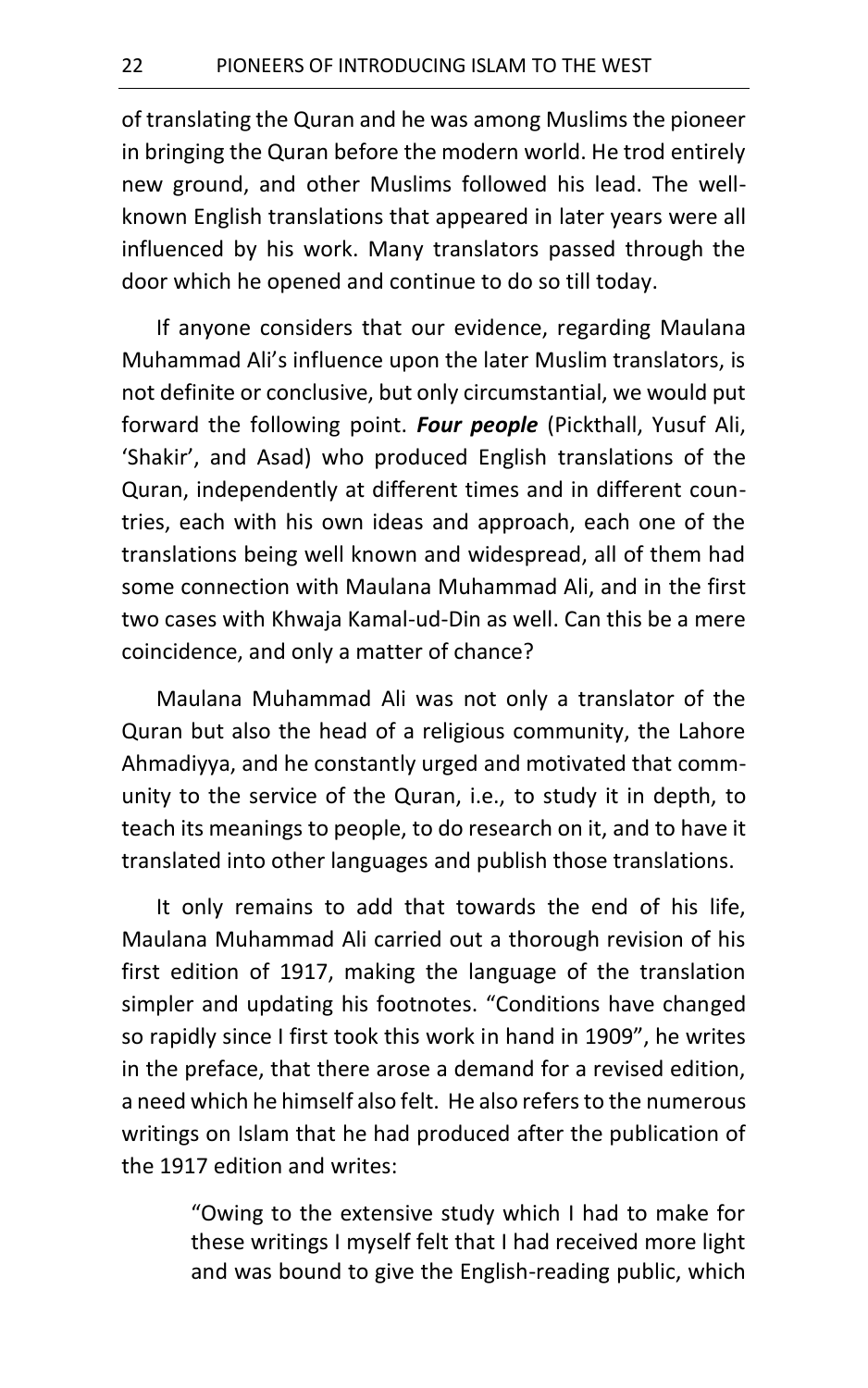of translating the Quran and he was among Muslims the pioneer in bringing the Quran before the modern world. He trod entirely new ground, and other Muslims followed his lead. The well-known English translations that appeared in later years were all influenced by his work. Many translators passed through the door which he opened and continue to do so till today.

If anyone considers that our evidence, regarding Maulana Muhammad Ali's influence upon the later Muslim translators, is not definite or conclusive, but only circumstantial, we would put forward the following point. ***Four people*** (Pickthall, Yusuf Ali, 'Shakir', and Asad) who produced English translations of the Quran, independently at different times and in different countries, each with his own ideas and approach, each one of the translations being well known and widespread, all of them had some connection with Maulana Muhammad Ali, and in the first two cases with Khwaja Kamal-ud-Din as well. Can this be a mere coincidence, and only a matter of chance?

Maulana Muhammad Ali was not only a translator of the Quran but also the head of a religious community, the Lahore Ahmadiyya, and he constantly urged and motivated that community to the service of the Quran, i.e., to study it in depth, to teach its meanings to people, to do research on it, and to have it translated into other languages and publish those translations.

It only remains to add that towards the end of his life, Maulana Muhammad Ali carried out a thorough revision of his first edition of 1917, making the language of the translation simpler and updating his footnotes. "Conditions have changed so rapidly since I first took this work in hand in 1909", he writes in the preface, that there arose a demand for a revised edition, a need which he himself also felt. He also refers to the numerous writings on Islam that he had produced after the publication of the 1917 edition and writes:

> "Owing to the extensive study which I had to make for these writings I myself felt that I had received more light and was bound to give the English-reading public, which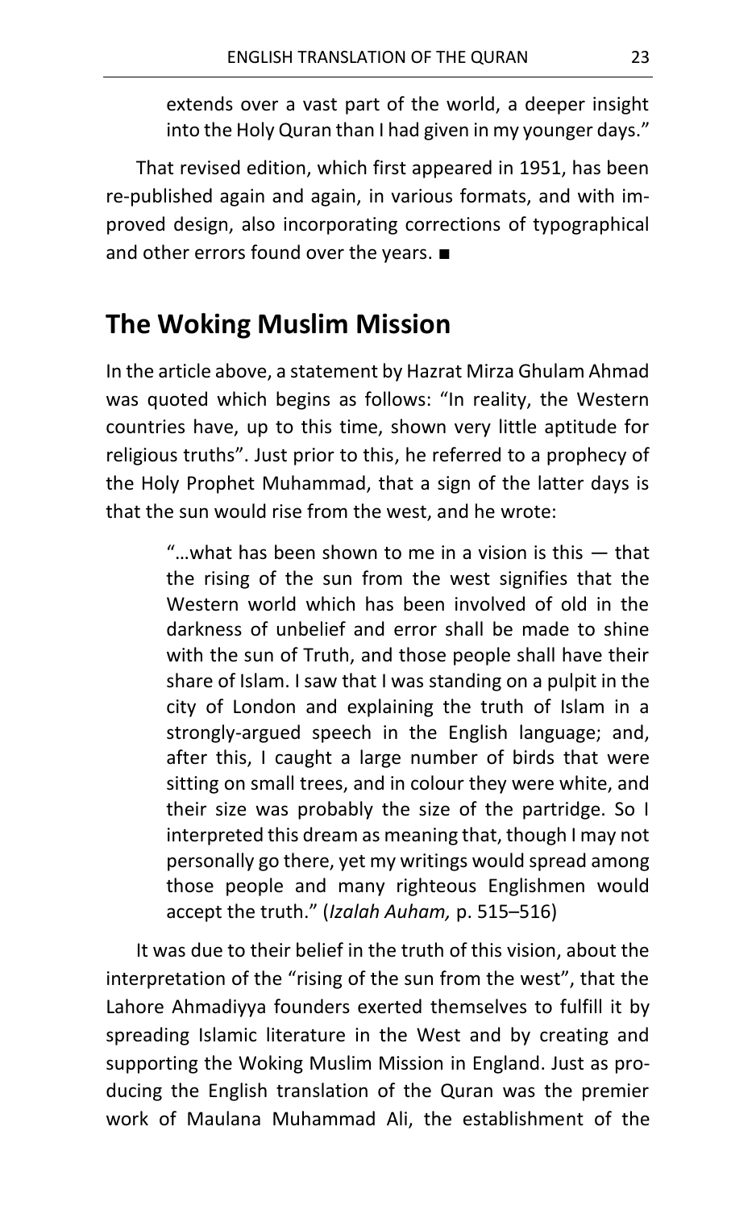> extends over a vast part of the world, a deeper insight into the Holy Quran than I had given in my younger days."

That revised edition, which first appeared in 1951, has been re-published again and again, in various formats, and with improved design, also incorporating corrections of typographical and other errors found over the years. ■

## The Woking Muslim Mission

In the article above, a statement by Hazrat Mirza Ghulam Ahmad was quoted which begins as follows: "In reality, the Western countries have, up to this time, shown very little aptitude for religious truths". Just prior to this, he referred to a prophecy of the Holy Prophet Muhammad, that a sign of the latter days is that the sun would rise from the west, and he wrote:

> "…what has been shown to me in a vision is this — that the rising of the sun from the west signifies that the Western world which has been involved of old in the darkness of unbelief and error shall be made to shine with the sun of Truth, and those people shall have their share of Islam. I saw that I was standing on a pulpit in the city of London and explaining the truth of Islam in a strongly-argued speech in the English language; and, after this, I caught a large number of birds that were sitting on small trees, and in colour they were white, and their size was probably the size of the partridge. So I interpreted this dream as meaning that, though I may not personally go there, yet my writings would spread among those people and many righteous Englishmen would accept the truth." (*Izalah Auham,* p. 515–516)

It was due to their belief in the truth of this vision, about the interpretation of the "rising of the sun from the west", that the Lahore Ahmadiyya founders exerted themselves to fulfill it by spreading Islamic literature in the West and by creating and supporting the Woking Muslim Mission in England. Just as producing the English translation of the Quran was the premier work of Maulana Muhammad Ali, the establishment of the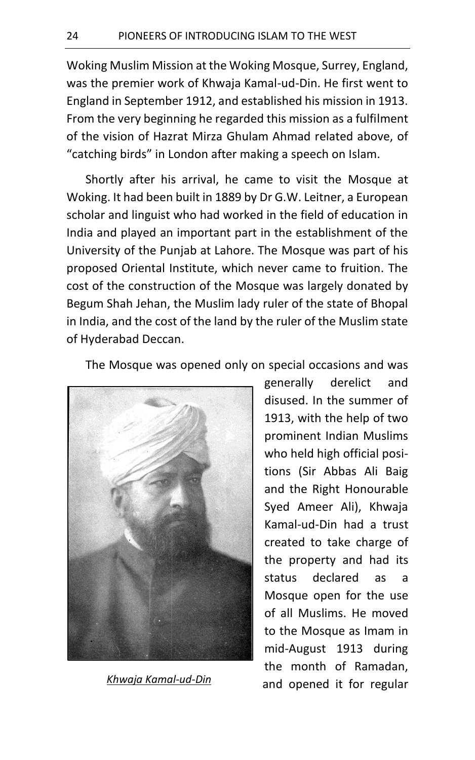Woking Muslim Mission at the Woking Mosque, Surrey, England, was the premier work of Khwaja Kamal-ud-Din. He first went to England in September 1912, and established his mission in 1913. From the very beginning he regarded this mission as a fulfilment of the vision of Hazrat Mirza Ghulam Ahmad related above, of "catching birds" in London after making a speech on Islam.

Shortly after his arrival, he came to visit the Mosque at Woking. It had been built in 1889 by Dr G.W. Leitner, a European scholar and linguist who had worked in the field of education in India and played an important part in the establishment of the University of the Punjab at Lahore. The Mosque was part of his proposed Oriental Institute, which never came to fruition. The cost of the construction of the Mosque was largely donated by Begum Shah Jehan, the Muslim lady ruler of the state of Bhopal in India, and the cost of the land by the ruler of the Muslim state of Hyderabad Deccan.

The Mosque was opened only on special occasions and was generally derelict and disused. In the summer of 1913, with the help of two prominent Indian Muslims who held high official positions (Sir Abbas Ali Baig and the Right Honourable Syed Ameer Ali), Khwaja Kamal-ud-Din had a trust created to take charge of the property and had its status declared as a Mosque open for the use of all Muslims. He moved to the Mosque as Imam in mid-August 1913 during the month of Ramadan, and opened it for regular

*Khwaja Kamal-ud-Din*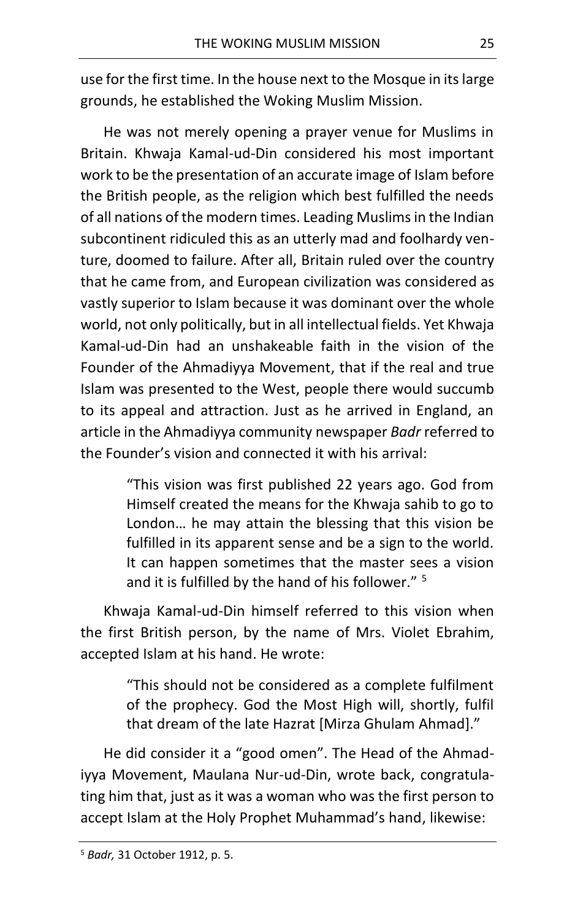use for the first time. In the house next to the Mosque in its large grounds, he established the Woking Muslim Mission.

He was not merely opening a prayer venue for Muslims in Britain. Khwaja Kamal-ud-Din considered his most important work to be the presentation of an accurate image of Islam before the British people, as the religion which best fulfilled the needs of all nations of the modern times. Leading Muslims in the Indian subcontinent ridiculed this as an utterly mad and foolhardy venture, doomed to failure. After all, Britain ruled over the country that he came from, and European civilization was considered as vastly superior to Islam because it was dominant over the whole world, not only politically, but in all intellectual fields. Yet Khwaja Kamal-ud-Din had an unshakeable faith in the vision of the Founder of the Ahmadiyya Movement, that if the real and true Islam was presented to the West, people there would succumb to its appeal and attraction. Just as he arrived in England, an article in the Ahmadiyya community newspaper *Badr* referred to the Founder's vision and connected it with his arrival:

> "This vision was first published 22 years ago. God from Himself created the means for the Khwaja sahib to go to London… he may attain the blessing that this vision be fulfilled in its apparent sense and be a sign to the world. It can happen sometimes that the master sees a vision and it is fulfilled by the hand of his follower." [5]

Khwaja Kamal-ud-Din himself referred to this vision when the first British person, by the name of Mrs. Violet Ebrahim, accepted Islam at his hand. He wrote:

> "This should not be considered as a complete fulfilment of the prophecy. God the Most High will, shortly, fulfil that dream of the late Hazrat [Mirza Ghulam Ahmad]."

He did consider it a "good omen". The Head of the Ahmadiyya Movement, Maulana Nur-ud-Din, wrote back, congratulating him that, just as it was a woman who was the first person to accept Islam at the Holy Prophet Muhammad's hand, likewise:

---

[5] *Badr,* 31 October 1912, p. 5.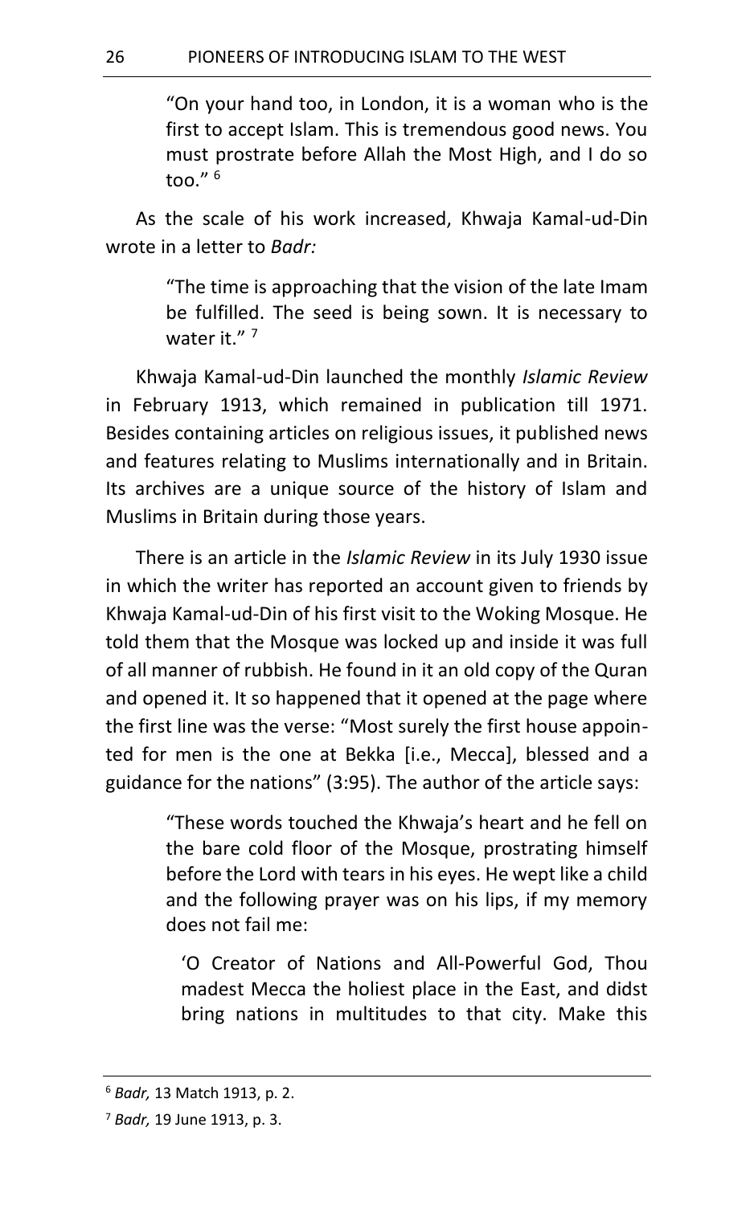> "On your hand too, in London, it is a woman who is the first to accept Islam. This is tremendous good news. You must prostrate before Allah the Most High, and I do so too." [6]

As the scale of his work increased, Khwaja Kamal-ud-Din wrote in a letter to *Badr:*

> "The time is approaching that the vision of the late Imam be fulfilled. The seed is being sown. It is necessary to water it." [7]

Khwaja Kamal-ud-Din launched the monthly *Islamic Review* in February 1913, which remained in publication till 1971. Besides containing articles on religious issues, it published news and features relating to Muslims internationally and in Britain. Its archives are a unique source of the history of Islam and Muslims in Britain during those years.

There is an article in the *Islamic Review* in its July 1930 issue in which the writer has reported an account given to friends by Khwaja Kamal-ud-Din of his first visit to the Woking Mosque. He told them that the Mosque was locked up and inside it was full of all manner of rubbish. He found in it an old copy of the Quran and opened it. It so happened that it opened at the page where the first line was the verse: "Most surely the first house appointed for men is the one at Bekka [i.e., Mecca], blessed and a guidance for the nations" (3:95). The author of the article says:

> "These words touched the Khwaja's heart and he fell on the bare cold floor of the Mosque, prostrating himself before the Lord with tears in his eyes. He wept like a child and the following prayer was on his lips, if my memory does not fail me:
>
> > 'O Creator of Nations and All-Powerful God, Thou madest Mecca the holiest place in the East, and didst bring nations in multitudes to that city. Make this

---

[6] *Badr,* 13 Match 1913, p. 2.

[7] *Badr,* 19 June 1913, p. 3.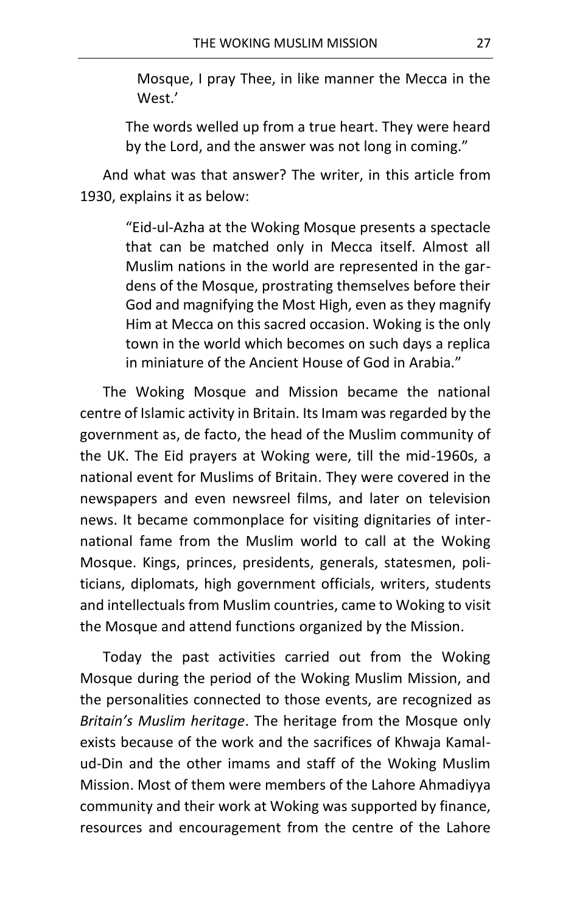> Mosque, I pray Thee, in like manner the Mecca in the West.'
>
> The words welled up from a true heart. They were heard by the Lord, and the answer was not long in coming."

And what was that answer? The writer, in this article from 1930, explains it as below:

> "Eid-ul-Azha at the Woking Mosque presents a spectacle that can be matched only in Mecca itself. Almost all Muslim nations in the world are represented in the gardens of the Mosque, prostrating themselves before their God and magnifying the Most High, even as they magnify Him at Mecca on this sacred occasion. Woking is the only town in the world which becomes on such days a replica in miniature of the Ancient House of God in Arabia."

The Woking Mosque and Mission became the national centre of Islamic activity in Britain. Its Imam was regarded by the government as, de facto, the head of the Muslim community of the UK. The Eid prayers at Woking were, till the mid-1960s, a national event for Muslims of Britain. They were covered in the newspapers and even newsreel films, and later on television news. It became commonplace for visiting dignitaries of international fame from the Muslim world to call at the Woking Mosque. Kings, princes, presidents, generals, statesmen, politicians, diplomats, high government officials, writers, students and intellectuals from Muslim countries, came to Woking to visit the Mosque and attend functions organized by the Mission.

Today the past activities carried out from the Woking Mosque during the period of the Woking Muslim Mission, and the personalities connected to those events, are recognized as *Britain's Muslim heritage*. The heritage from the Mosque only exists because of the work and the sacrifices of Khwaja Kamal-ud-Din and the other imams and staff of the Woking Muslim Mission. Most of them were members of the Lahore Ahmadiyya community and their work at Woking was supported by finance, resources and encouragement from the centre of the Lahore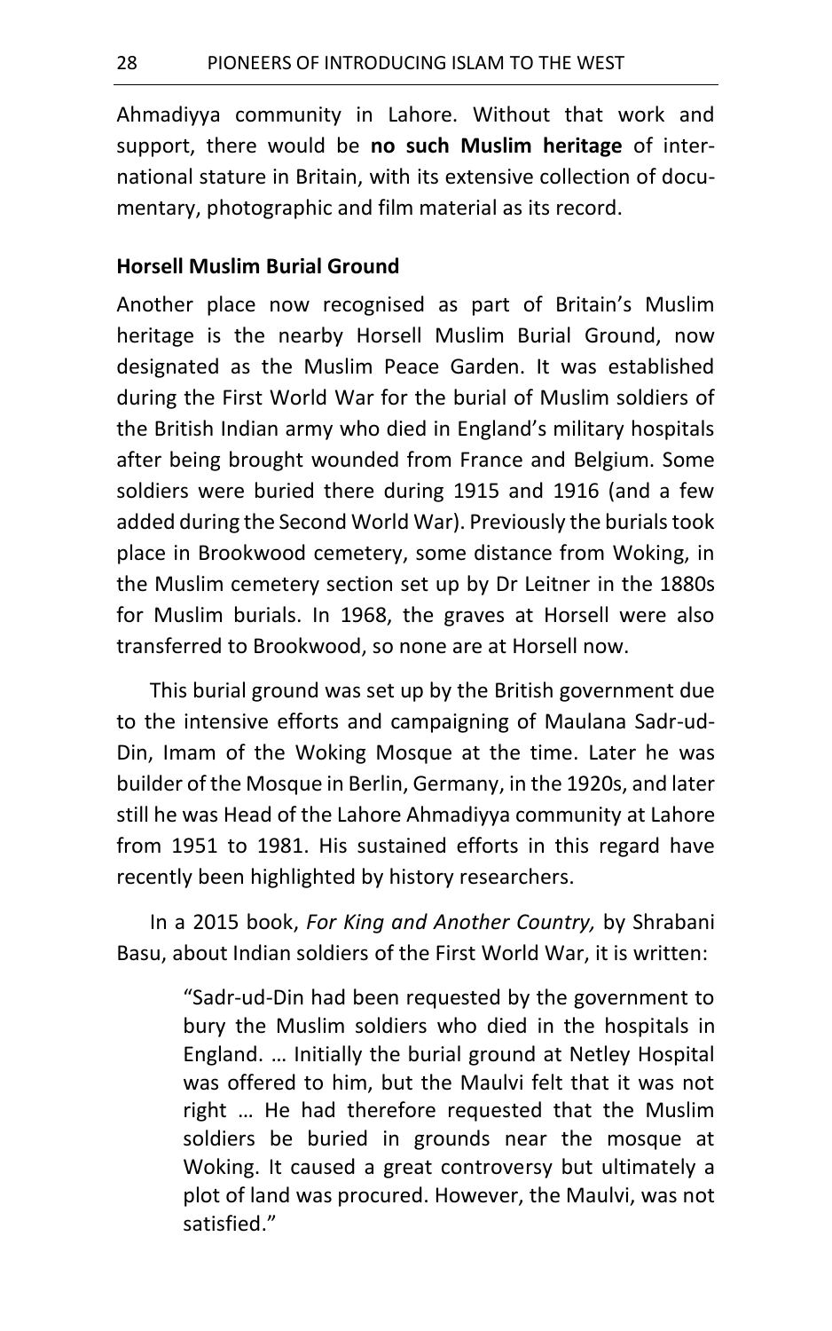Ahmadiyya community in Lahore. Without that work and support, there would be **no such Muslim heritage** of international stature in Britain, with its extensive collection of documentary, photographic and film material as its record.

### Horsell Muslim Burial Ground

Another place now recognised as part of Britain's Muslim heritage is the nearby Horsell Muslim Burial Ground, now designated as the Muslim Peace Garden. It was established during the First World War for the burial of Muslim soldiers of the British Indian army who died in England's military hospitals after being brought wounded from France and Belgium. Some soldiers were buried there during 1915 and 1916 (and a few added during the Second World War). Previously the burials took place in Brookwood cemetery, some distance from Woking, in the Muslim cemetery section set up by Dr Leitner in the 1880s for Muslim burials. In 1968, the graves at Horsell were also transferred to Brookwood, so none are at Horsell now.

This burial ground was set up by the British government due to the intensive efforts and campaigning of Maulana Sadr-ud-Din, Imam of the Woking Mosque at the time. Later he was builder of the Mosque in Berlin, Germany, in the 1920s, and later still he was Head of the Lahore Ahmadiyya community at Lahore from 1951 to 1981. His sustained efforts in this regard have recently been highlighted by history researchers.

In a 2015 book, *For King and Another Country,* by Shrabani Basu, about Indian soldiers of the First World War, it is written:

> "Sadr-ud-Din had been requested by the government to bury the Muslim soldiers who died in the hospitals in England. … Initially the burial ground at Netley Hospital was offered to him, but the Maulvi felt that it was not right … He had therefore requested that the Muslim soldiers be buried in grounds near the mosque at Woking. It caused a great controversy but ultimately a plot of land was procured. However, the Maulvi, was not satisfied."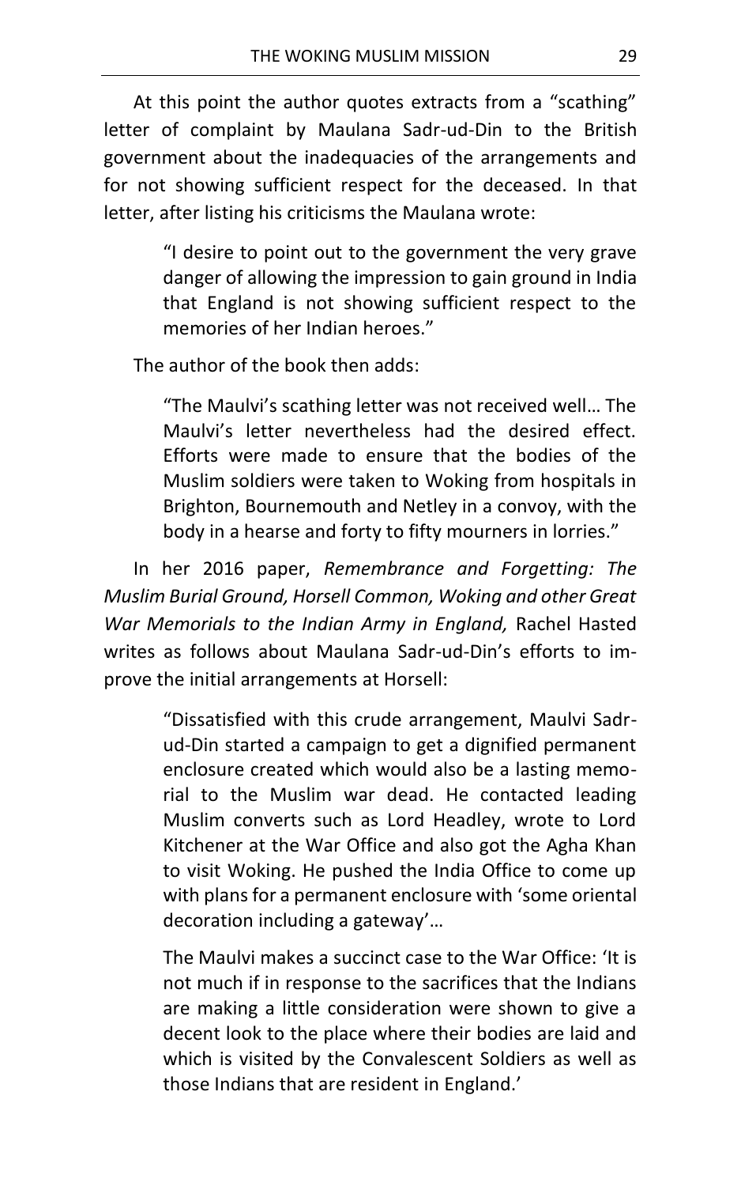At this point the author quotes extracts from a "scathing" letter of complaint by Maulana Sadr-ud-Din to the British government about the inadequacies of the arrangements and for not showing sufficient respect for the deceased. In that letter, after listing his criticisms the Maulana wrote:

> "I desire to point out to the government the very grave danger of allowing the impression to gain ground in India that England is not showing sufficient respect to the memories of her Indian heroes."

The author of the book then adds:

> "The Maulvi's scathing letter was not received well… The Maulvi's letter nevertheless had the desired effect. Efforts were made to ensure that the bodies of the Muslim soldiers were taken to Woking from hospitals in Brighton, Bournemouth and Netley in a convoy, with the body in a hearse and forty to fifty mourners in lorries."

In her 2016 paper, *Remembrance and Forgetting: The Muslim Burial Ground, Horsell Common, Woking and other Great War Memorials to the Indian Army in England,* Rachel Hasted writes as follows about Maulana Sadr-ud-Din's efforts to improve the initial arrangements at Horsell:

> "Dissatisfied with this crude arrangement, Maulvi Sadr-ud-Din started a campaign to get a dignified permanent enclosure created which would also be a lasting memorial to the Muslim war dead. He contacted leading Muslim converts such as Lord Headley, wrote to Lord Kitchener at the War Office and also got the Agha Khan to visit Woking. He pushed the India Office to come up with plans for a permanent enclosure with 'some oriental decoration including a gateway'…
>
> The Maulvi makes a succinct case to the War Office: 'It is not much if in response to the sacrifices that the Indians are making a little consideration were shown to give a decent look to the place where their bodies are laid and which is visited by the Convalescent Soldiers as well as those Indians that are resident in England.'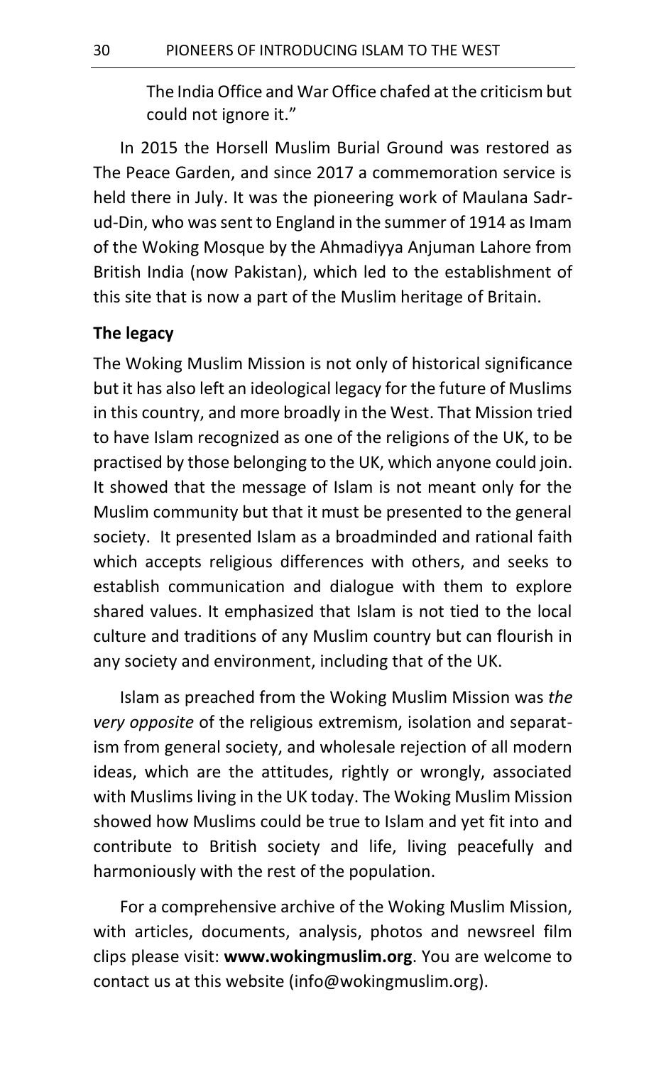> The India Office and War Office chafed at the criticism but could not ignore it."

In 2015 the Horsell Muslim Burial Ground was restored as The Peace Garden, and since 2017 a commemoration service is held there in July. It was the pioneering work of Maulana Sadr-ud-Din, who was sent to England in the summer of 1914 as Imam of the Woking Mosque by the Ahmadiyya Anjuman Lahore from British India (now Pakistan), which led to the establishment of this site that is now a part of the Muslim heritage of Britain.

**The legacy**

The Woking Muslim Mission is not only of historical significance but it has also left an ideological legacy for the future of Muslims in this country, and more broadly in the West. That Mission tried to have Islam recognized as one of the religions of the UK, to be practised by those belonging to the UK, which anyone could join. It showed that the message of Islam is not meant only for the Muslim community but that it must be presented to the general society. It presented Islam as a broadminded and rational faith which accepts religious differences with others, and seeks to establish communication and dialogue with them to explore shared values. It emphasized that Islam is not tied to the local culture and traditions of any Muslim country but can flourish in any society and environment, including that of the UK.

Islam as preached from the Woking Muslim Mission was *the very opposite* of the religious extremism, isolation and separatism from general society, and wholesale rejection of all modern ideas, which are the attitudes, rightly or wrongly, associated with Muslims living in the UK today. The Woking Muslim Mission showed how Muslims could be true to Islam and yet fit into and contribute to British society and life, living peacefully and harmoniously with the rest of the population.

For a comprehensive archive of the Woking Muslim Mission, with articles, documents, analysis, photos and newsreel film clips please visit: **www.wokingmuslim.org**. You are welcome to contact us at this website (info@wokingmuslim.org).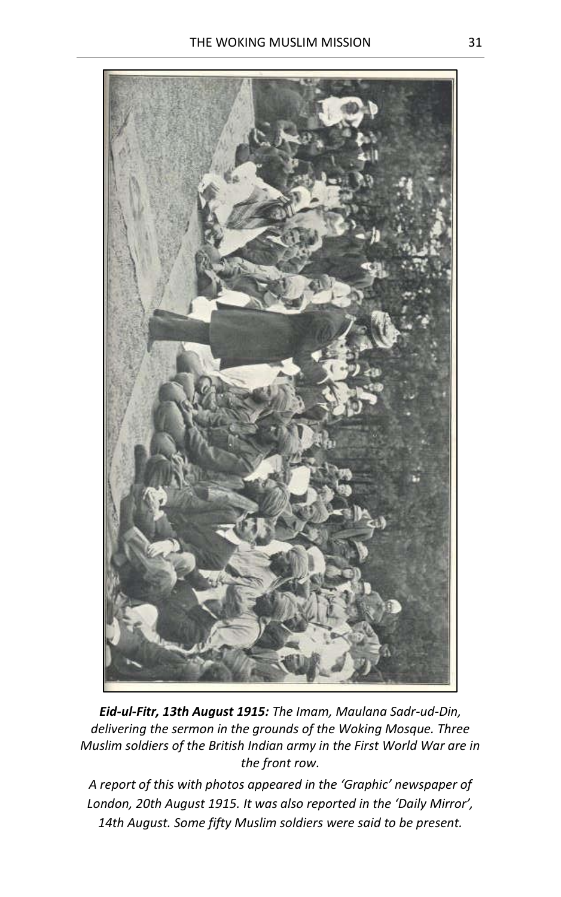***Eid-ul-Fitr, 13th August 1915:*** *The Imam, Maulana Sadr-ud-Din, delivering the sermon in the grounds of the Woking Mosque. Three Muslim soldiers of the British Indian army in the First World War are in the front row.*

*A report of this with photos appeared in the 'Graphic' newspaper of London, 20th August 1915. It was also reported in the 'Daily Mirror', 14th August. Some fifty Muslim soldiers were said to be present.*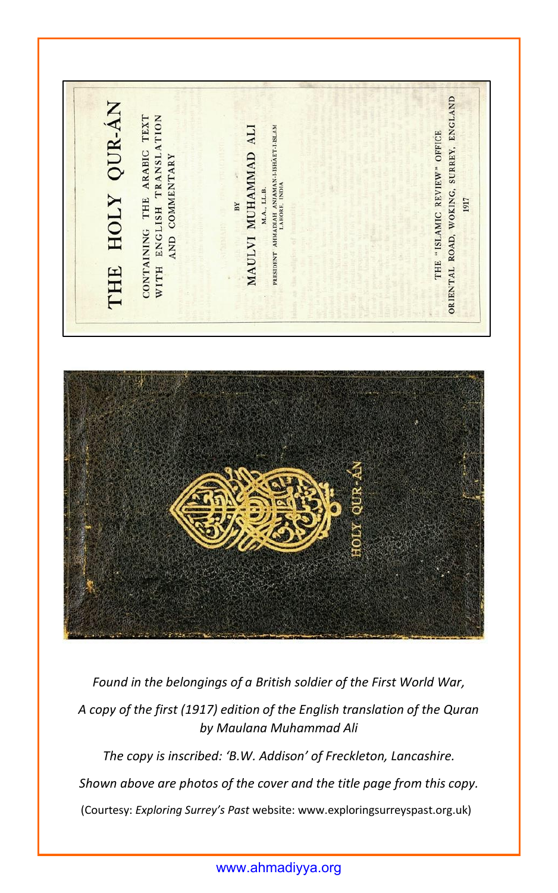THE HOLY QUR-ÁN

CONTAINING THE ARABIC TEXT
WITH ENGLISH TRANSLATION
AND COMMENTARY

BY

MAULVI MUHAMMAD ALI

M.A., LL.B.

PRESIDENT AHMADIAH ANJAMAN-I-ISHÁET-I-ISLAM
LAHORE, INDIA

THE "ISLAMIC REVIEW" OFFICE
ORIENTAL ROAD, WOKING, SURREY, ENGLAND
1917

HOLY QUR-ÁN

*Found in the belongings of a British soldier of the First World War,*

*A copy of the first (1917) edition of the English translation of the Quran by Maulana Muhammad Ali*

*The copy is inscribed: 'B.W. Addison' of Freckleton, Lancashire.*

*Shown above are photos of the cover and the title page from this copy.*

(Courtesy: *Exploring Surrey's Past* website: www.exploringsurreyspast.org.uk)